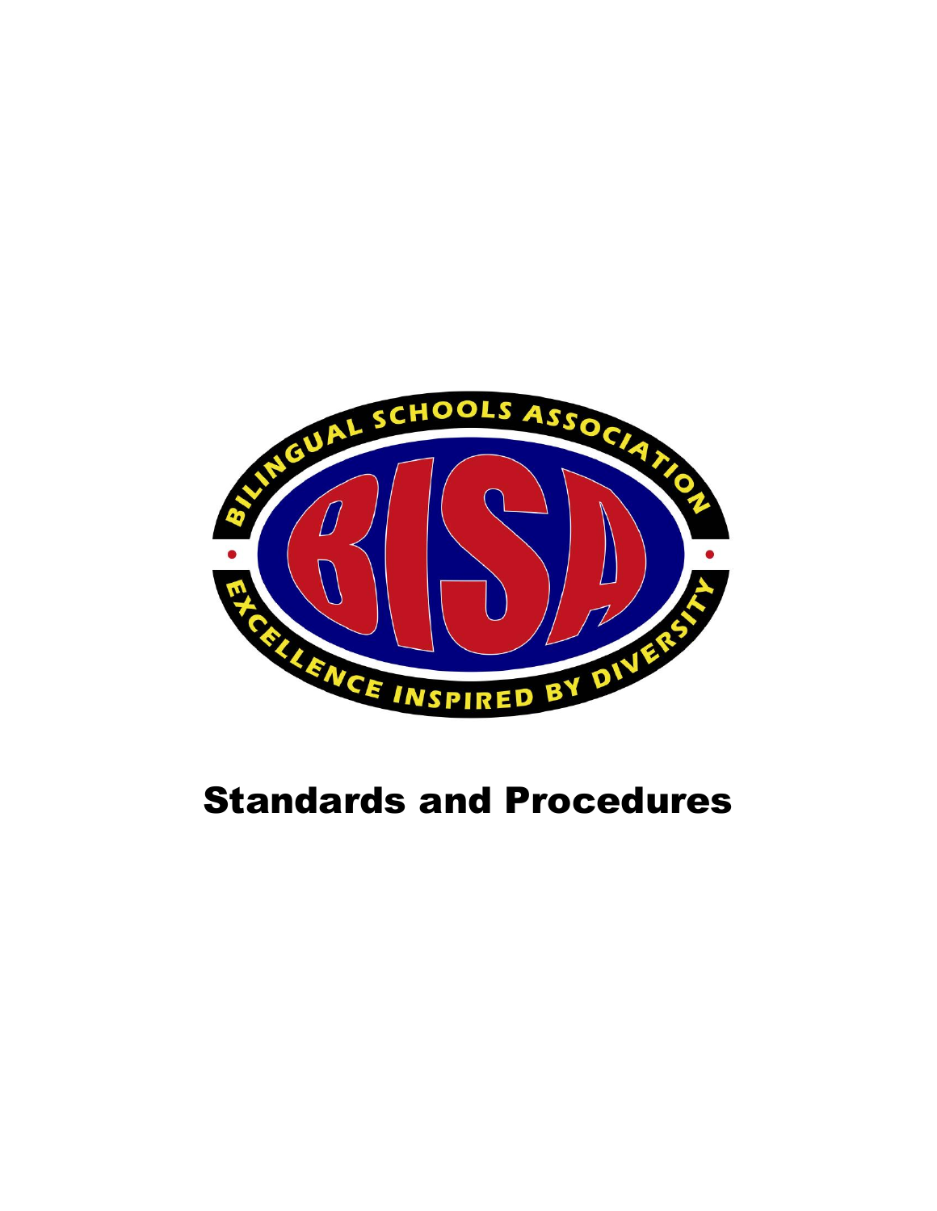BILINGUAL SCHOOLS ASSOCIATION

BISA

EXCELLENCE INSPIRED BY DIVERSITY

# Standards and Procedures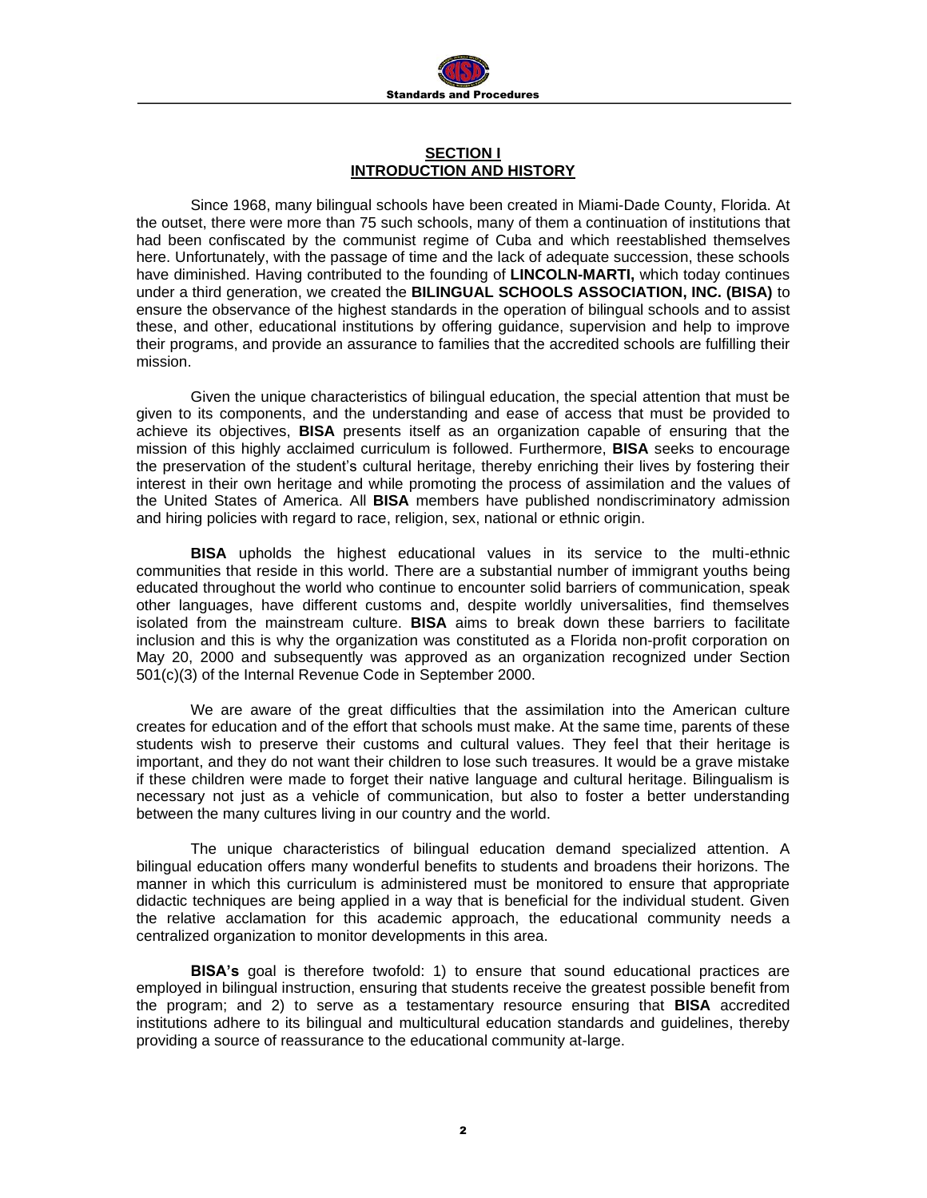## SECTION I
## INTRODUCTION AND HISTORY

Since 1968, many bilingual schools have been created in Miami-Dade County, Florida. At the outset, there were more than 75 such schools, many of them a continuation of institutions that had been confiscated by the communist regime of Cuba and which reestablished themselves here. Unfortunately, with the passage of time and the lack of adequate succession, these schools have diminished. Having contributed to the founding of **LINCOLN-MARTI,** which today continues under a third generation, we created the **BILINGUAL SCHOOLS ASSOCIATION, INC. (BISA)** to ensure the observance of the highest standards in the operation of bilingual schools and to assist these, and other, educational institutions by offering guidance, supervision and help to improve their programs, and provide an assurance to families that the accredited schools are fulfilling their mission.

Given the unique characteristics of bilingual education, the special attention that must be given to its components, and the understanding and ease of access that must be provided to achieve its objectives, **BISA** presents itself as an organization capable of ensuring that the mission of this highly acclaimed curriculum is followed. Furthermore, **BISA** seeks to encourage the preservation of the student's cultural heritage, thereby enriching their lives by fostering their interest in their own heritage and while promoting the process of assimilation and the values of the United States of America. All **BISA** members have published nondiscriminatory admission and hiring policies with regard to race, religion, sex, national or ethnic origin.

**BISA** upholds the highest educational values in its service to the multi-ethnic communities that reside in this world. There are a substantial number of immigrant youths being educated throughout the world who continue to encounter solid barriers of communication, speak other languages, have different customs and, despite worldly universalities, find themselves isolated from the mainstream culture. **BISA** aims to break down these barriers to facilitate inclusion and this is why the organization was constituted as a Florida non-profit corporation on May 20, 2000 and subsequently was approved as an organization recognized under Section 501(c)(3) of the Internal Revenue Code in September 2000.

We are aware of the great difficulties that the assimilation into the American culture creates for education and of the effort that schools must make. At the same time, parents of these students wish to preserve their customs and cultural values. They feel that their heritage is important, and they do not want their children to lose such treasures. It would be a grave mistake if these children were made to forget their native language and cultural heritage. Bilingualism is necessary not just as a vehicle of communication, but also to foster a better understanding between the many cultures living in our country and the world.

The unique characteristics of bilingual education demand specialized attention. A bilingual education offers many wonderful benefits to students and broadens their horizons. The manner in which this curriculum is administered must be monitored to ensure that appropriate didactic techniques are being applied in a way that is beneficial for the individual student. Given the relative acclamation for this academic approach, the educational community needs a centralized organization to monitor developments in this area.

**BISA's** goal is therefore twofold: 1) to ensure that sound educational practices are employed in bilingual instruction, ensuring that students receive the greatest possible benefit from the program; and 2) to serve as a testamentary resource ensuring that **BISA** accredited institutions adhere to its bilingual and multicultural education standards and guidelines, thereby providing a source of reassurance to the educational community at-large.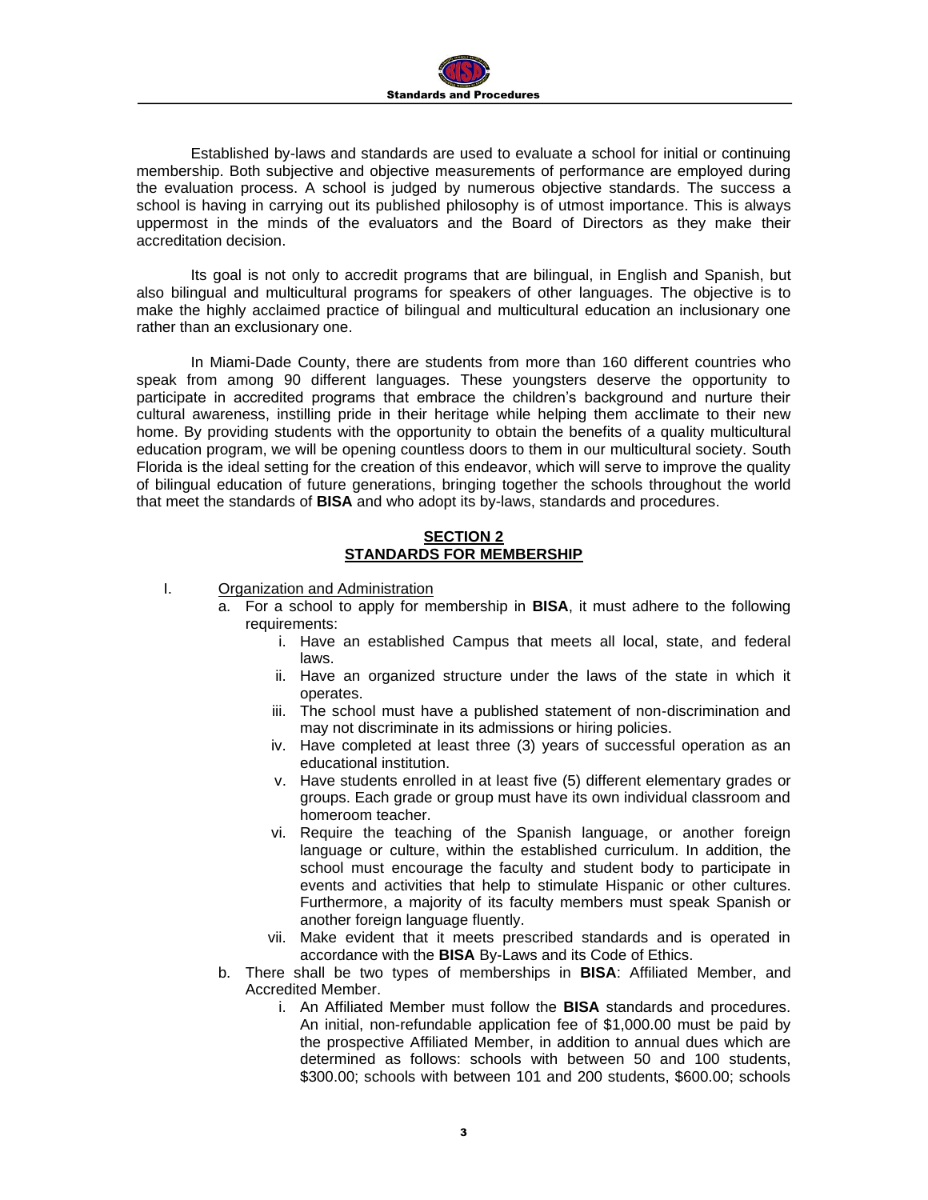Established by-laws and standards are used to evaluate a school for initial or continuing membership. Both subjective and objective measurements of performance are employed during the evaluation process. A school is judged by numerous objective standards. The success a school is having in carrying out its published philosophy is of utmost importance. This is always uppermost in the minds of the evaluators and the Board of Directors as they make their accreditation decision.

Its goal is not only to accredit programs that are bilingual, in English and Spanish, but also bilingual and multicultural programs for speakers of other languages. The objective is to make the highly acclaimed practice of bilingual and multicultural education an inclusionary one rather than an exclusionary one.

In Miami-Dade County, there are students from more than 160 different countries who speak from among 90 different languages. These youngsters deserve the opportunity to participate in accredited programs that embrace the children's background and nurture their cultural awareness, instilling pride in their heritage while helping them acclimate to their new home. By providing students with the opportunity to obtain the benefits of a quality multicultural education program, we will be opening countless doors to them in our multicultural society. South Florida is the ideal setting for the creation of this endeavor, which will serve to improve the quality of bilingual education of future generations, bringing together the schools throughout the world that meet the standards of **BISA** and who adopt its by-laws, standards and procedures.

## SECTION 2
## STANDARDS FOR MEMBERSHIP

I. Organization and Administration

a. For a school to apply for membership in **BISA**, it must adhere to the following requirements:
   i. Have an established Campus that meets all local, state, and federal laws.
   ii. Have an organized structure under the laws of the state in which it operates.
   iii. The school must have a published statement of non-discrimination and may not discriminate in its admissions or hiring policies.
   iv. Have completed at least three (3) years of successful operation as an educational institution.
   v. Have students enrolled in at least five (5) different elementary grades or groups. Each grade or group must have its own individual classroom and homeroom teacher.
   vi. Require the teaching of the Spanish language, or another foreign language or culture, within the established curriculum. In addition, the school must encourage the faculty and student body to participate in events and activities that help to stimulate Hispanic or other cultures. Furthermore, a majority of its faculty members must speak Spanish or another foreign language fluently.
   vii. Make evident that it meets prescribed standards and is operated in accordance with the **BISA** By-Laws and its Code of Ethics.

b. There shall be two types of memberships in **BISA**: Affiliated Member, and Accredited Member.
   i. An Affiliated Member must follow the **BISA** standards and procedures. An initial, non-refundable application fee of $1,000.00 must be paid by the prospective Affiliated Member, in addition to annual dues which are determined as follows: schools with between 50 and 100 students, $300.00; schools with between 101 and 200 students, $600.00; schools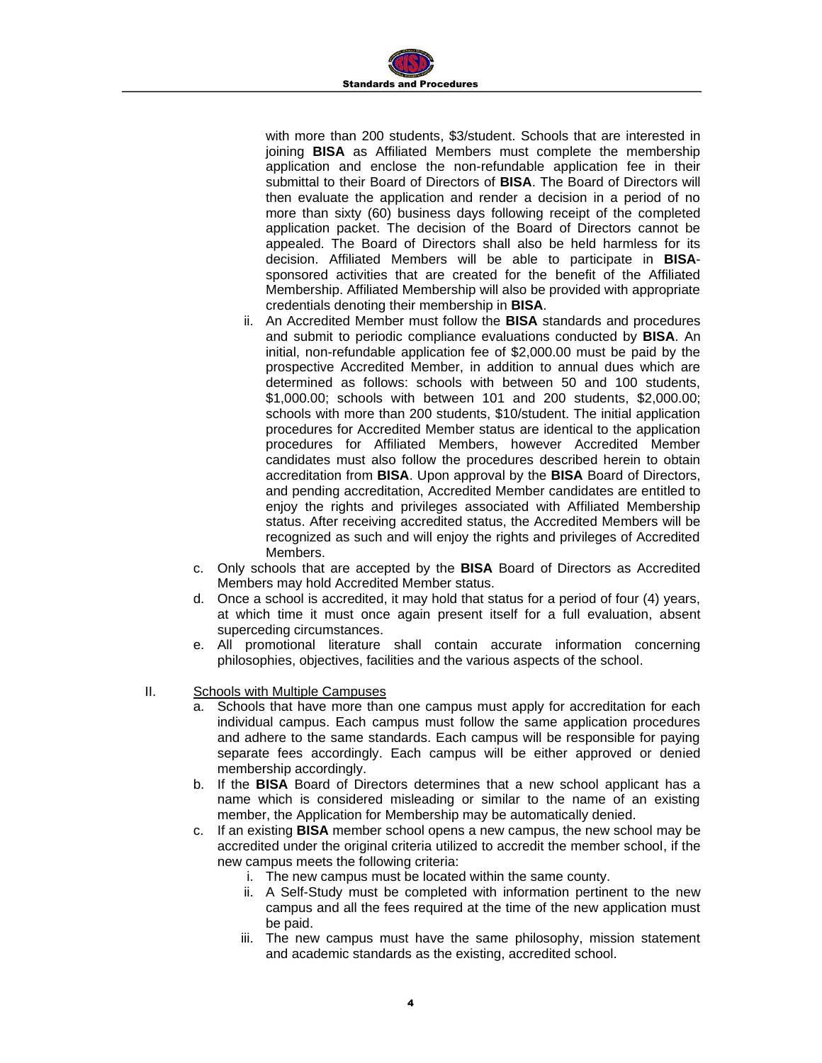with more than 200 students, $3/student. Schools that are interested in joining **BISA** as Affiliated Members must complete the membership application and enclose the non-refundable application fee in their submittal to their Board of Directors of **BISA**. The Board of Directors will then evaluate the application and render a decision in a period of no more than sixty (60) business days following receipt of the completed application packet. The decision of the Board of Directors cannot be appealed. The Board of Directors shall also be held harmless for its decision. Affiliated Members will be able to participate in **BISA**-sponsored activities that are created for the benefit of the Affiliated Membership. Affiliated Membership will also be provided with appropriate credentials denoting their membership in **BISA**.

ii. An Accredited Member must follow the **BISA** standards and procedures and submit to periodic compliance evaluations conducted by **BISA**. An initial, non-refundable application fee of $2,000.00 must be paid by the prospective Accredited Member, in addition to annual dues which are determined as follows: schools with between 50 and 100 students, $1,000.00; schools with between 101 and 200 students, $2,000.00; schools with more than 200 students, $10/student. The initial application procedures for Accredited Member status are identical to the application procedures for Affiliated Members, however Accredited Member candidates must also follow the procedures described herein to obtain accreditation from **BISA**. Upon approval by the **BISA** Board of Directors, and pending accreditation, Accredited Member candidates are entitled to enjoy the rights and privileges associated with Affiliated Membership status. After receiving accredited status, the Accredited Members will be recognized as such and will enjoy the rights and privileges of Accredited Members.

c. Only schools that are accepted by the **BISA** Board of Directors as Accredited Members may hold Accredited Member status.

d. Once a school is accredited, it may hold that status for a period of four (4) years, at which time it must once again present itself for a full evaluation, absent superceding circumstances.

e. All promotional literature shall contain accurate information concerning philosophies, objectives, facilities and the various aspects of the school.

II. Schools with Multiple Campuses

a. Schools that have more than one campus must apply for accreditation for each individual campus. Each campus must follow the same application procedures and adhere to the same standards. Each campus will be responsible for paying separate fees accordingly. Each campus will be either approved or denied membership accordingly.

b. If the **BISA** Board of Directors determines that a new school applicant has a name which is considered misleading or similar to the name of an existing member, the Application for Membership may be automatically denied.

c. If an existing **BISA** member school opens a new campus, the new school may be accredited under the original criteria utilized to accredit the member school, if the new campus meets the following criteria:

i. The new campus must be located within the same county.

ii. A Self-Study must be completed with information pertinent to the new campus and all the fees required at the time of the new application must be paid.

iii. The new campus must have the same philosophy, mission statement and academic standards as the existing, accredited school.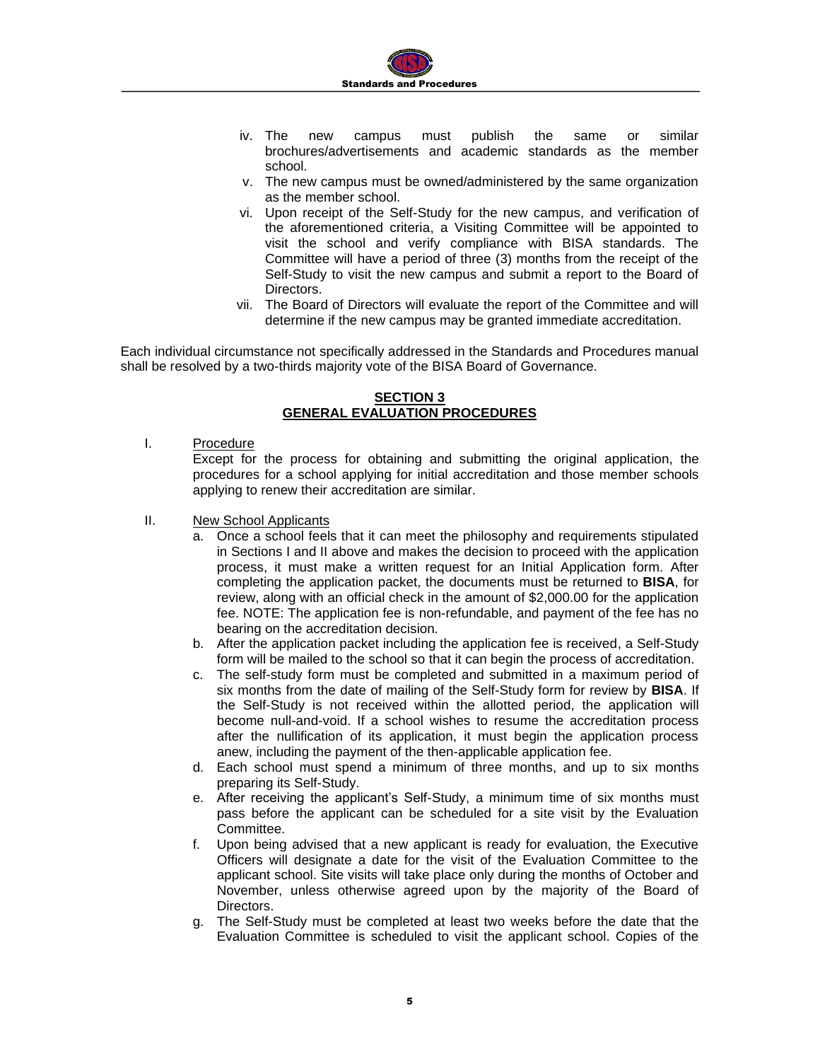iv. The new campus must publish the same or similar brochures/advertisements and academic standards as the member school.

v. The new campus must be owned/administered by the same organization as the member school.

vi. Upon receipt of the Self-Study for the new campus, and verification of the aforementioned criteria, a Visiting Committee will be appointed to visit the school and verify compliance with BISA standards. The Committee will have a period of three (3) months from the receipt of the Self-Study to visit the new campus and submit a report to the Board of Directors.

vii. The Board of Directors will evaluate the report of the Committee and will determine if the new campus may be granted immediate accreditation.

Each individual circumstance not specifically addressed in the Standards and Procedures manual shall be resolved by a two-thirds majority vote of the BISA Board of Governance.

## SECTION 3
## GENERAL EVALUATION PROCEDURES

I. Procedure

Except for the process for obtaining and submitting the original application, the procedures for a school applying for initial accreditation and those member schools applying to renew their accreditation are similar.

II. New School Applicants

a. Once a school feels that it can meet the philosophy and requirements stipulated in Sections I and II above and makes the decision to proceed with the application process, it must make a written request for an Initial Application form. After completing the application packet, the documents must be returned to **BISA**, for review, along with an official check in the amount of $2,000.00 for the application fee. NOTE: The application fee is non-refundable, and payment of the fee has no bearing on the accreditation decision.

b. After the application packet including the application fee is received, a Self-Study form will be mailed to the school so that it can begin the process of accreditation.

c. The self-study form must be completed and submitted in a maximum period of six months from the date of mailing of the Self-Study form for review by **BISA**. If the Self-Study is not received within the allotted period, the application will become null-and-void. If a school wishes to resume the accreditation process after the nullification of its application, it must begin the application process anew, including the payment of the then-applicable application fee.

d. Each school must spend a minimum of three months, and up to six months preparing its Self-Study.

e. After receiving the applicant's Self-Study, a minimum time of six months must pass before the applicant can be scheduled for a site visit by the Evaluation Committee.

f. Upon being advised that a new applicant is ready for evaluation, the Executive Officers will designate a date for the visit of the Evaluation Committee to the applicant school. Site visits will take place only during the months of October and November, unless otherwise agreed upon by the majority of the Board of Directors.

g. The Self-Study must be completed at least two weeks before the date that the Evaluation Committee is scheduled to visit the applicant school. Copies of the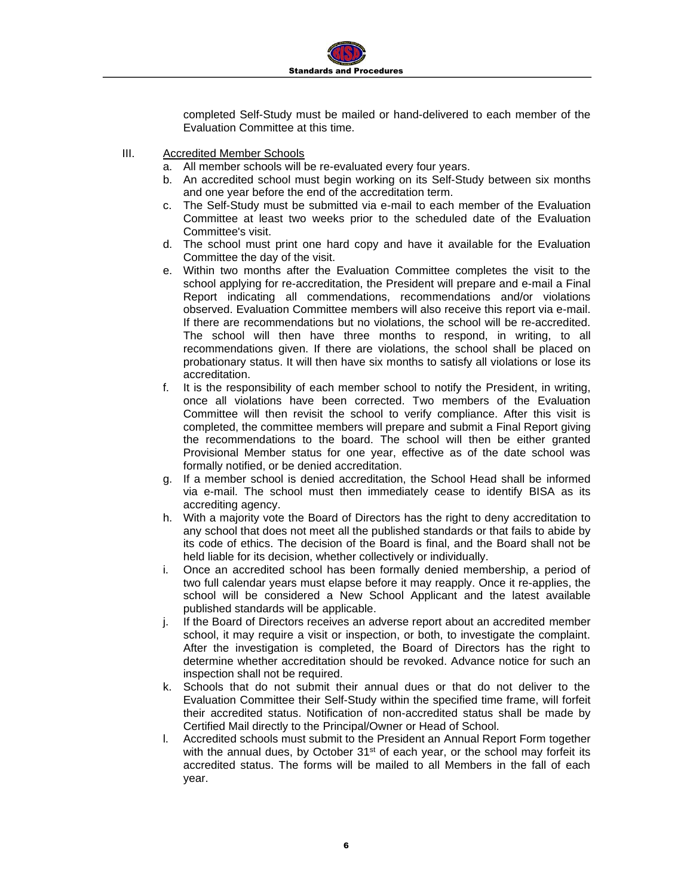completed Self-Study must be mailed or hand-delivered to each member of the Evaluation Committee at this time.

III. Accredited Member Schools

a. All member schools will be re-evaluated every four years.
b. An accredited school must begin working on its Self-Study between six months and one year before the end of the accreditation term.
c. The Self-Study must be submitted via e-mail to each member of the Evaluation Committee at least two weeks prior to the scheduled date of the Evaluation Committee's visit.
d. The school must print one hard copy and have it available for the Evaluation Committee the day of the visit.
e. Within two months after the Evaluation Committee completes the visit to the school applying for re-accreditation, the President will prepare and e-mail a Final Report indicating all commendations, recommendations and/or violations observed. Evaluation Committee members will also receive this report via e-mail. If there are recommendations but no violations, the school will be re-accredited. The school will then have three months to respond, in writing, to all recommendations given. If there are violations, the school shall be placed on probationary status. It will then have six months to satisfy all violations or lose its accreditation.
f. It is the responsibility of each member school to notify the President, in writing, once all violations have been corrected. Two members of the Evaluation Committee will then revisit the school to verify compliance. After this visit is completed, the committee members will prepare and submit a Final Report giving the recommendations to the board. The school will then be either granted Provisional Member status for one year, effective as of the date school was formally notified, or be denied accreditation.
g. If a member school is denied accreditation, the School Head shall be informed via e-mail. The school must then immediately cease to identify BISA as its accrediting agency.
h. With a majority vote the Board of Directors has the right to deny accreditation to any school that does not meet all the published standards or that fails to abide by its code of ethics. The decision of the Board is final, and the Board shall not be held liable for its decision, whether collectively or individually.
i. Once an accredited school has been formally denied membership, a period of two full calendar years must elapse before it may reapply. Once it re-applies, the school will be considered a New School Applicant and the latest available published standards will be applicable.
j. If the Board of Directors receives an adverse report about an accredited member school, it may require a visit or inspection, or both, to investigate the complaint. After the investigation is completed, the Board of Directors has the right to determine whether accreditation should be revoked. Advance notice for such an inspection shall not be required.
k. Schools that do not submit their annual dues or that do not deliver to the Evaluation Committee their Self-Study within the specified time frame, will forfeit their accredited status. Notification of non-accredited status shall be made by Certified Mail directly to the Principal/Owner or Head of School.
l. Accredited schools must submit to the President an Annual Report Form together with the annual dues, by October 31st of each year, or the school may forfeit its accredited status. The forms will be mailed to all Members in the fall of each year.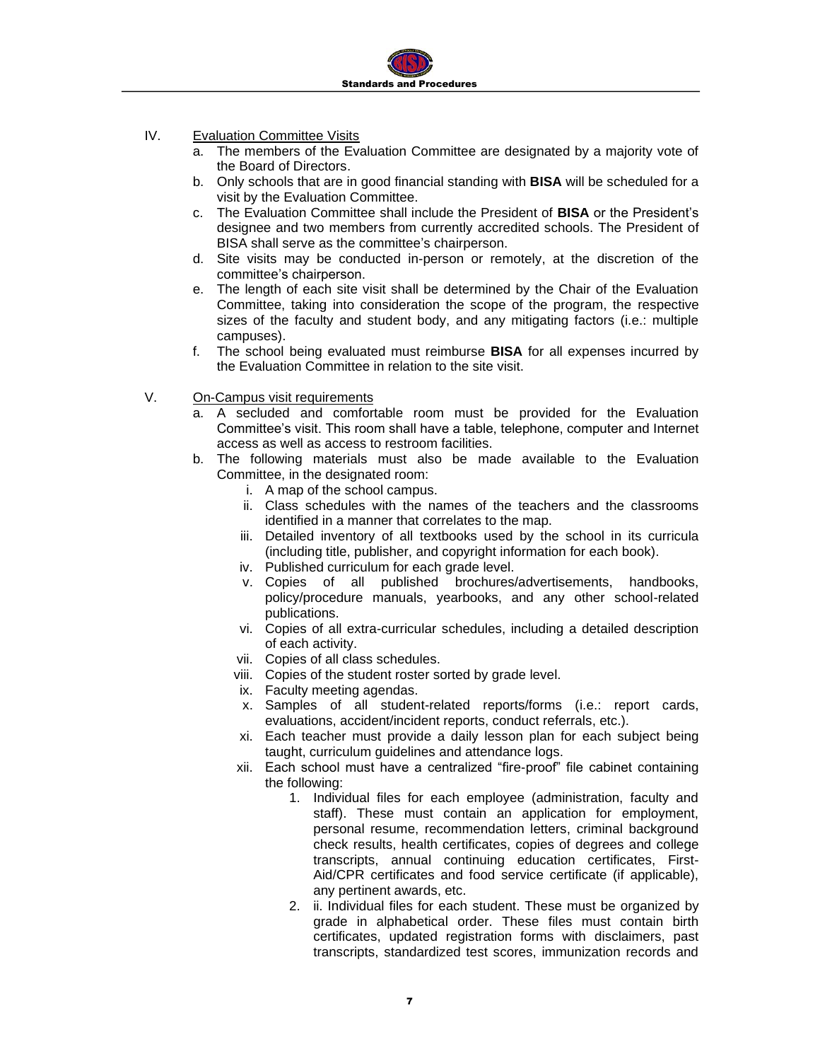IV. <u>Evaluation Committee Visits</u>

a. The members of the Evaluation Committee are designated by a majority vote of the Board of Directors.
b. Only schools that are in good financial standing with **BISA** will be scheduled for a visit by the Evaluation Committee.
c. The Evaluation Committee shall include the President of **BISA** or the President's designee and two members from currently accredited schools. The President of BISA shall serve as the committee's chairperson.
d. Site visits may be conducted in-person or remotely, at the discretion of the committee's chairperson.
e. The length of each site visit shall be determined by the Chair of the Evaluation Committee, taking into consideration the scope of the program, the respective sizes of the faculty and student body, and any mitigating factors (i.e.: multiple campuses).
f. The school being evaluated must reimburse **BISA** for all expenses incurred by the Evaluation Committee in relation to the site visit.

V. <u>On-Campus visit requirements</u>

a. A secluded and comfortable room must be provided for the Evaluation Committee's visit. This room shall have a table, telephone, computer and Internet access as well as access to restroom facilities.
b. The following materials must also be made available to the Evaluation Committee, in the designated room:
   i. A map of the school campus.
   ii. Class schedules with the names of the teachers and the classrooms identified in a manner that correlates to the map.
   iii. Detailed inventory of all textbooks used by the school in its curricula (including title, publisher, and copyright information for each book).
   iv. Published curriculum for each grade level.
   v. Copies of all published brochures/advertisements, handbooks, policy/procedure manuals, yearbooks, and any other school-related publications.
   vi. Copies of all extra-curricular schedules, including a detailed description of each activity.
   vii. Copies of all class schedules.
   viii. Copies of the student roster sorted by grade level.
   ix. Faculty meeting agendas.
   x. Samples of all student-related reports/forms (i.e.: report cards, evaluations, accident/incident reports, conduct referrals, etc.).
   xi. Each teacher must provide a daily lesson plan for each subject being taught, curriculum guidelines and attendance logs.
   xii. Each school must have a centralized "fire-proof" file cabinet containing the following:
      1. Individual files for each employee (administration, faculty and staff). These must contain an application for employment, personal resume, recommendation letters, criminal background check results, health certificates, copies of degrees and college transcripts, annual continuing education certificates, First-Aid/CPR certificates and food service certificate (if applicable), any pertinent awards, etc.
      2. ii. Individual files for each student. These must be organized by grade in alphabetical order. These files must contain birth certificates, updated registration forms with disclaimers, past transcripts, standardized test scores, immunization records and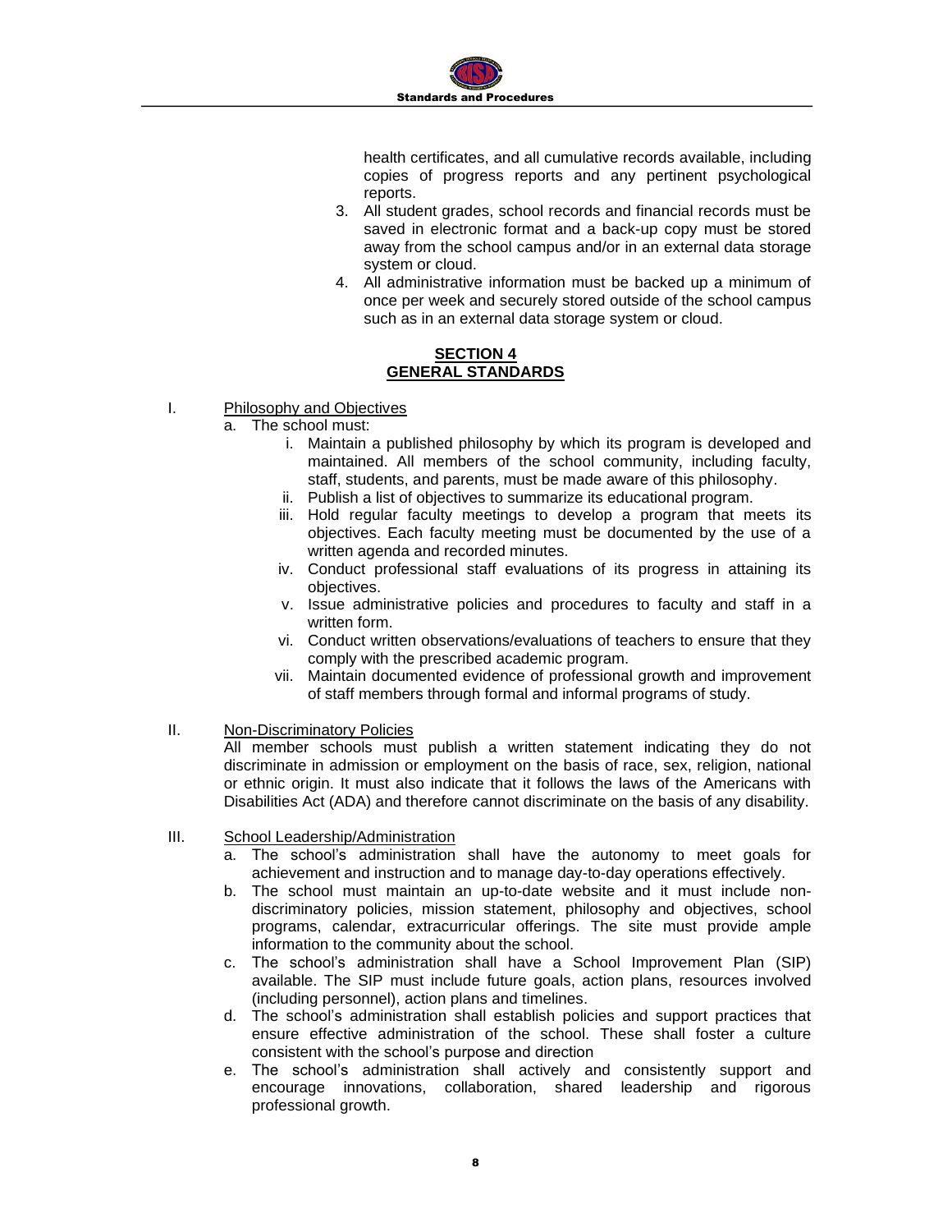health certificates, and all cumulative records available, including copies of progress reports and any pertinent psychological reports.

3. All student grades, school records and financial records must be saved in electronic format and a back-up copy must be stored away from the school campus and/or in an external data storage system or cloud.
4. All administrative information must be backed up a minimum of once per week and securely stored outside of the school campus such as in an external data storage system or cloud.

## SECTION 4
## GENERAL STANDARDS

I. Philosophy and Objectives

a. The school must:

   i. Maintain a published philosophy by which its program is developed and maintained. All members of the school community, including faculty, staff, students, and parents, must be made aware of this philosophy.
   ii. Publish a list of objectives to summarize its educational program.
   iii. Hold regular faculty meetings to develop a program that meets its objectives. Each faculty meeting must be documented by the use of a written agenda and recorded minutes.
   iv. Conduct professional staff evaluations of its progress in attaining its objectives.
   v. Issue administrative policies and procedures to faculty and staff in a written form.
   vi. Conduct written observations/evaluations of teachers to ensure that they comply with the prescribed academic program.
   vii. Maintain documented evidence of professional growth and improvement of staff members through formal and informal programs of study.

II. Non-Discriminatory Policies

All member schools must publish a written statement indicating they do not discriminate in admission or employment on the basis of race, sex, religion, national or ethnic origin. It must also indicate that it follows the laws of the Americans with Disabilities Act (ADA) and therefore cannot discriminate on the basis of any disability.

III. School Leadership/Administration

a. The school's administration shall have the autonomy to meet goals for achievement and instruction and to manage day-to-day operations effectively.
b. The school must maintain an up-to-date website and it must include non-discriminatory policies, mission statement, philosophy and objectives, school programs, calendar, extracurricular offerings. The site must provide ample information to the community about the school.
c. The school's administration shall have a School Improvement Plan (SIP) available. The SIP must include future goals, action plans, resources involved (including personnel), action plans and timelines.
d. The school's administration shall establish policies and support practices that ensure effective administration of the school. These shall foster a culture consistent with the school's purpose and direction
e. The school's administration shall actively and consistently support and encourage innovations, collaboration, shared leadership and rigorous professional growth.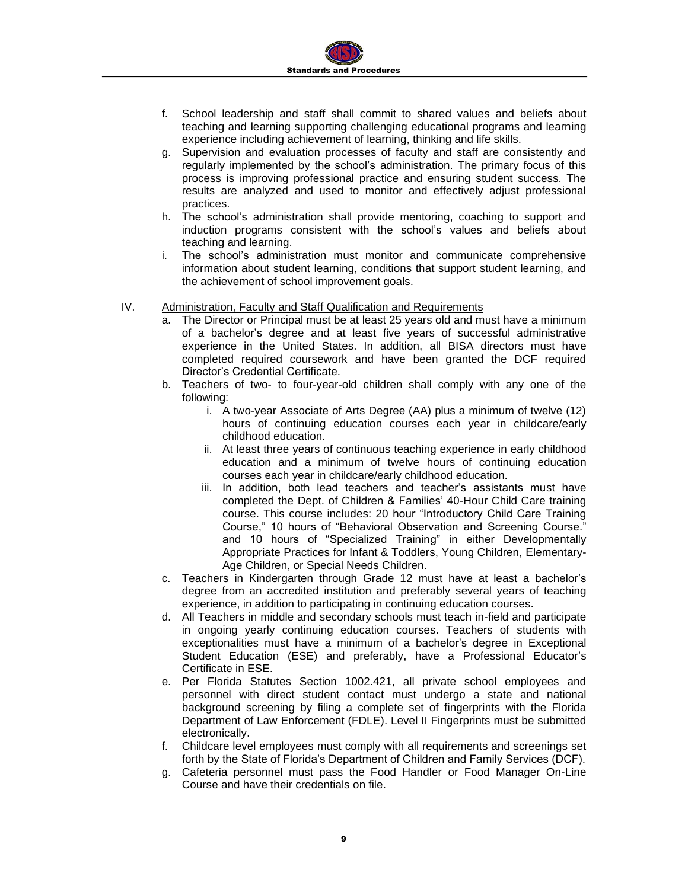f. School leadership and staff shall commit to shared values and beliefs about teaching and learning supporting challenging educational programs and learning experience including achievement of learning, thinking and life skills.
g. Supervision and evaluation processes of faculty and staff are consistently and regularly implemented by the school's administration. The primary focus of this process is improving professional practice and ensuring student success. The results are analyzed and used to monitor and effectively adjust professional practices.
h. The school's administration shall provide mentoring, coaching to support and induction programs consistent with the school's values and beliefs about teaching and learning.
i. The school's administration must monitor and communicate comprehensive information about student learning, conditions that support student learning, and the achievement of school improvement goals.

IV. <u>Administration, Faculty and Staff Qualification and Requirements</u>

a. The Director or Principal must be at least 25 years old and must have a minimum of a bachelor's degree and at least five years of successful administrative experience in the United States. In addition, all BISA directors must have completed required coursework and have been granted the DCF required Director's Credential Certificate.
b. Teachers of two- to four-year-old children shall comply with any one of the following:
    i. A two-year Associate of Arts Degree (AA) plus a minimum of twelve (12) hours of continuing education courses each year in childcare/early childhood education.
    ii. At least three years of continuous teaching experience in early childhood education and a minimum of twelve hours of continuing education courses each year in childcare/early childhood education.
    iii. In addition, both lead teachers and teacher's assistants must have completed the Dept. of Children & Families' 40-Hour Child Care training course. This course includes: 20 hour "Introductory Child Care Training Course," 10 hours of "Behavioral Observation and Screening Course." and 10 hours of "Specialized Training" in either Developmentally Appropriate Practices for Infant & Toddlers, Young Children, Elementary-Age Children, or Special Needs Children.
c. Teachers in Kindergarten through Grade 12 must have at least a bachelor's degree from an accredited institution and preferably several years of teaching experience, in addition to participating in continuing education courses.
d. All Teachers in middle and secondary schools must teach in-field and participate in ongoing yearly continuing education courses. Teachers of students with exceptionalities must have a minimum of a bachelor's degree in Exceptional Student Education (ESE) and preferably, have a Professional Educator's Certificate in ESE.
e. Per Florida Statutes Section 1002.421, all private school employees and personnel with direct student contact must undergo a state and national background screening by filing a complete set of fingerprints with the Florida Department of Law Enforcement (FDLE). Level II Fingerprints must be submitted electronically.
f. Childcare level employees must comply with all requirements and screenings set forth by the State of Florida's Department of Children and Family Services (DCF).
g. Cafeteria personnel must pass the Food Handler or Food Manager On-Line Course and have their credentials on file.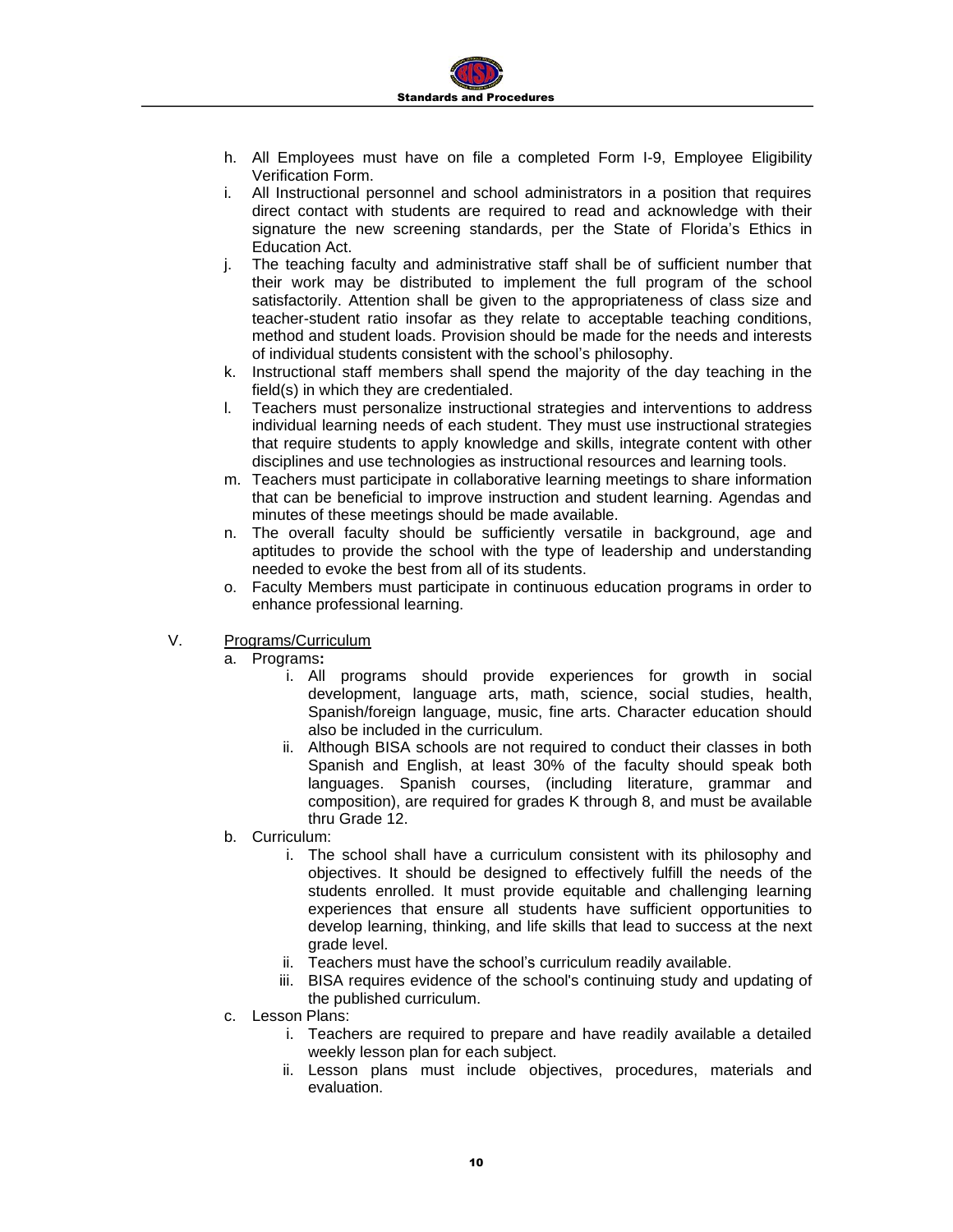h. All Employees must have on file a completed Form I-9, Employee Eligibility Verification Form.
i. All Instructional personnel and school administrators in a position that requires direct contact with students are required to read and acknowledge with their signature the new screening standards, per the State of Florida's Ethics in Education Act.
j. The teaching faculty and administrative staff shall be of sufficient number that their work may be distributed to implement the full program of the school satisfactorily. Attention shall be given to the appropriateness of class size and teacher-student ratio insofar as they relate to acceptable teaching conditions, method and student loads. Provision should be made for the needs and interests of individual students consistent with the school's philosophy.
k. Instructional staff members shall spend the majority of the day teaching in the field(s) in which they are credentialed.
l. Teachers must personalize instructional strategies and interventions to address individual learning needs of each student. They must use instructional strategies that require students to apply knowledge and skills, integrate content with other disciplines and use technologies as instructional resources and learning tools.
m. Teachers must participate in collaborative learning meetings to share information that can be beneficial to improve instruction and student learning. Agendas and minutes of these meetings should be made available.
n. The overall faculty should be sufficiently versatile in background, age and aptitudes to provide the school with the type of leadership and understanding needed to evoke the best from all of its students.
o. Faculty Members must participate in continuous education programs in order to enhance professional learning.

V. Programs/Curriculum

a. Programs**:**
   i. All programs should provide experiences for growth in social development, language arts, math, science, social studies, health, Spanish/foreign language, music, fine arts. Character education should also be included in the curriculum.
   ii. Although BISA schools are not required to conduct their classes in both Spanish and English, at least 30% of the faculty should speak both languages. Spanish courses, (including literature, grammar and composition), are required for grades K through 8, and must be available thru Grade 12.
b. Curriculum:
   i. The school shall have a curriculum consistent with its philosophy and objectives. It should be designed to effectively fulfill the needs of the students enrolled. It must provide equitable and challenging learning experiences that ensure all students have sufficient opportunities to develop learning, thinking, and life skills that lead to success at the next grade level.
   ii. Teachers must have the school's curriculum readily available.
   iii. BISA requires evidence of the school's continuing study and updating of the published curriculum.
c. Lesson Plans:
   i. Teachers are required to prepare and have readily available a detailed weekly lesson plan for each subject.
   ii. Lesson plans must include objectives, procedures, materials and evaluation.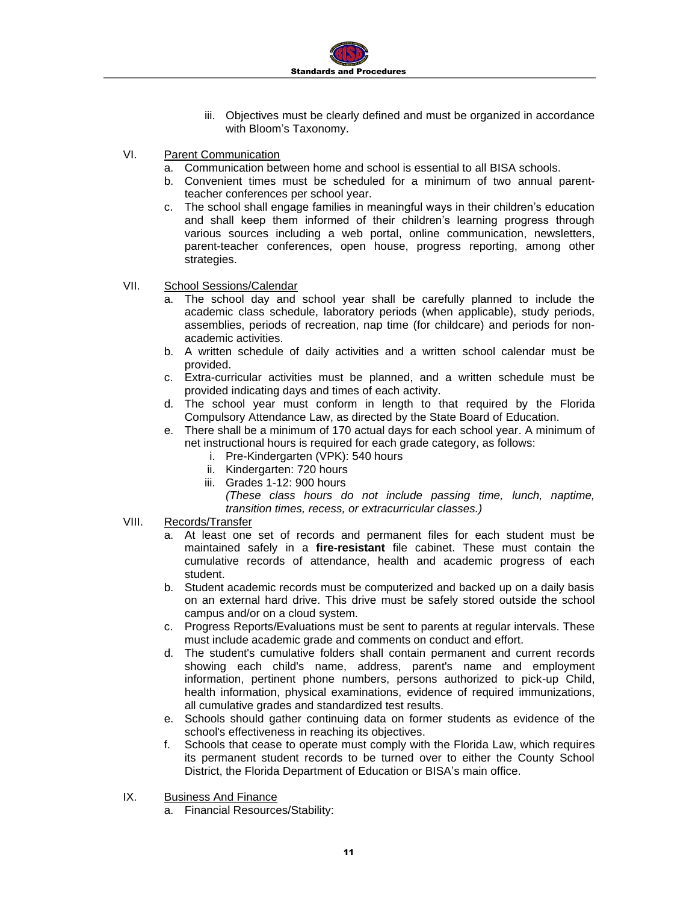iii. Objectives must be clearly defined and must be organized in accordance with Bloom's Taxonomy.

VI. <u>Parent Communication</u>

a. Communication between home and school is essential to all BISA schools.
b. Convenient times must be scheduled for a minimum of two annual parent-teacher conferences per school year.
c. The school shall engage families in meaningful ways in their children's education and shall keep them informed of their children's learning progress through various sources including a web portal, online communication, newsletters, parent-teacher conferences, open house, progress reporting, among other strategies.

VII. <u>School Sessions/Calendar</u>

a. The school day and school year shall be carefully planned to include the academic class schedule, laboratory periods (when applicable), study periods, assemblies, periods of recreation, nap time (for childcare) and periods for non-academic activities.
b. A written schedule of daily activities and a written school calendar must be provided.
c. Extra-curricular activities must be planned, and a written schedule must be provided indicating days and times of each activity.
d. The school year must conform in length to that required by the Florida Compulsory Attendance Law, as directed by the State Board of Education.
e. There shall be a minimum of 170 actual days for each school year. A minimum of net instructional hours is required for each grade category, as follows:
   i. Pre-Kindergarten (VPK): 540 hours
   ii. Kindergarten: 720 hours
   iii. Grades 1-12: 900 hours
   *(These class hours do not include passing time, lunch, naptime, transition times, recess, or extracurricular classes.)*

VIII. <u>Records/Transfer</u>

a. At least one set of records and permanent files for each student must be maintained safely in a **fire-resistant** file cabinet. These must contain the cumulative records of attendance, health and academic progress of each student.
b. Student academic records must be computerized and backed up on a daily basis on an external hard drive. This drive must be safely stored outside the school campus and/or on a cloud system.
c. Progress Reports/Evaluations must be sent to parents at regular intervals. These must include academic grade and comments on conduct and effort.
d. The student's cumulative folders shall contain permanent and current records showing each child's name, address, parent's name and employment information, pertinent phone numbers, persons authorized to pick-up Child, health information, physical examinations, evidence of required immunizations, all cumulative grades and standardized test results.
e. Schools should gather continuing data on former students as evidence of the school's effectiveness in reaching its objectives.
f. Schools that cease to operate must comply with the Florida Law, which requires its permanent student records to be turned over to either the County School District, the Florida Department of Education or BISA's main office.

IX. <u>Business And Finance</u>

a. Financial Resources/Stability: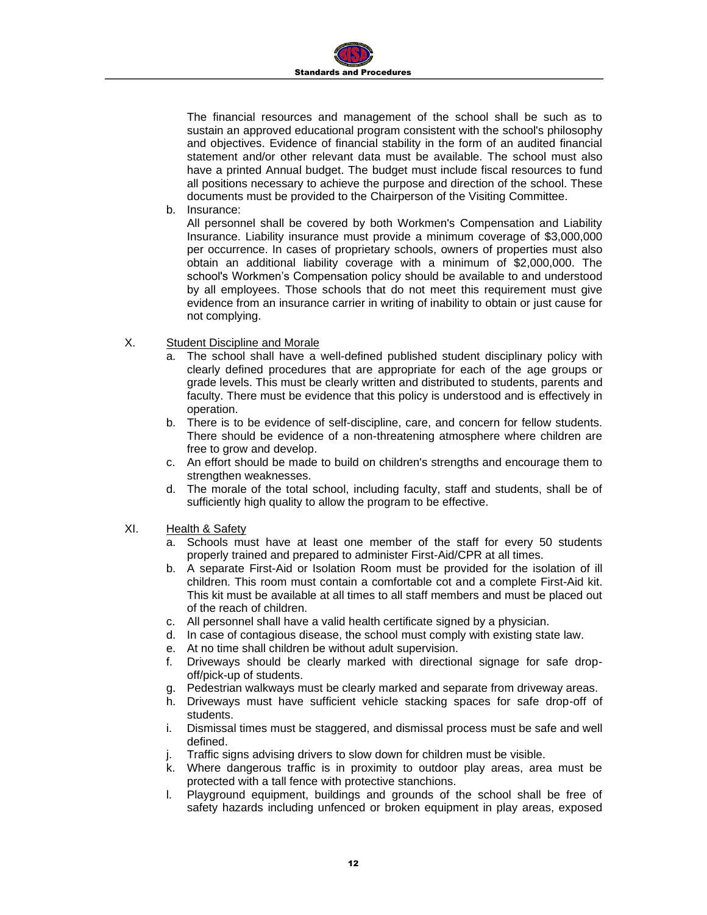The financial resources and management of the school shall be such as to sustain an approved educational program consistent with the school's philosophy and objectives. Evidence of financial stability in the form of an audited financial statement and/or other relevant data must be available. The school must also have a printed Annual budget. The budget must include fiscal resources to fund all positions necessary to achieve the purpose and direction of the school. These documents must be provided to the Chairperson of the Visiting Committee.

b. Insurance:
   All personnel shall be covered by both Workmen's Compensation and Liability Insurance. Liability insurance must provide a minimum coverage of $3,000,000 per occurrence. In cases of proprietary schools, owners of properties must also obtain an additional liability coverage with a minimum of $2,000,000. The school's Workmen's Compensation policy should be available to and understood by all employees. Those schools that do not meet this requirement must give evidence from an insurance carrier in writing of inability to obtain or just cause for not complying.

X. Student Discipline and Morale

a. The school shall have a well-defined published student disciplinary policy with clearly defined procedures that are appropriate for each of the age groups or grade levels. This must be clearly written and distributed to students, parents and faculty. There must be evidence that this policy is understood and is effectively in operation.
b. There is to be evidence of self-discipline, care, and concern for fellow students. There should be evidence of a non-threatening atmosphere where children are free to grow and develop.
c. An effort should be made to build on children's strengths and encourage them to strengthen weaknesses.
d. The morale of the total school, including faculty, staff and students, shall be of sufficiently high quality to allow the program to be effective.

XI. Health & Safety

a. Schools must have at least one member of the staff for every 50 students properly trained and prepared to administer First-Aid/CPR at all times.
b. A separate First-Aid or Isolation Room must be provided for the isolation of ill children. This room must contain a comfortable cot and a complete First-Aid kit. This kit must be available at all times to all staff members and must be placed out of the reach of children.
c. All personnel shall have a valid health certificate signed by a physician.
d. In case of contagious disease, the school must comply with existing state law.
e. At no time shall children be without adult supervision.
f. Driveways should be clearly marked with directional signage for safe drop-off/pick-up of students.
g. Pedestrian walkways must be clearly marked and separate from driveway areas.
h. Driveways must have sufficient vehicle stacking spaces for safe drop-off of students.
i. Dismissal times must be staggered, and dismissal process must be safe and well defined.
j. Traffic signs advising drivers to slow down for children must be visible.
k. Where dangerous traffic is in proximity to outdoor play areas, area must be protected with a tall fence with protective stanchions.
l. Playground equipment, buildings and grounds of the school shall be free of safety hazards including unfenced or broken equipment in play areas, exposed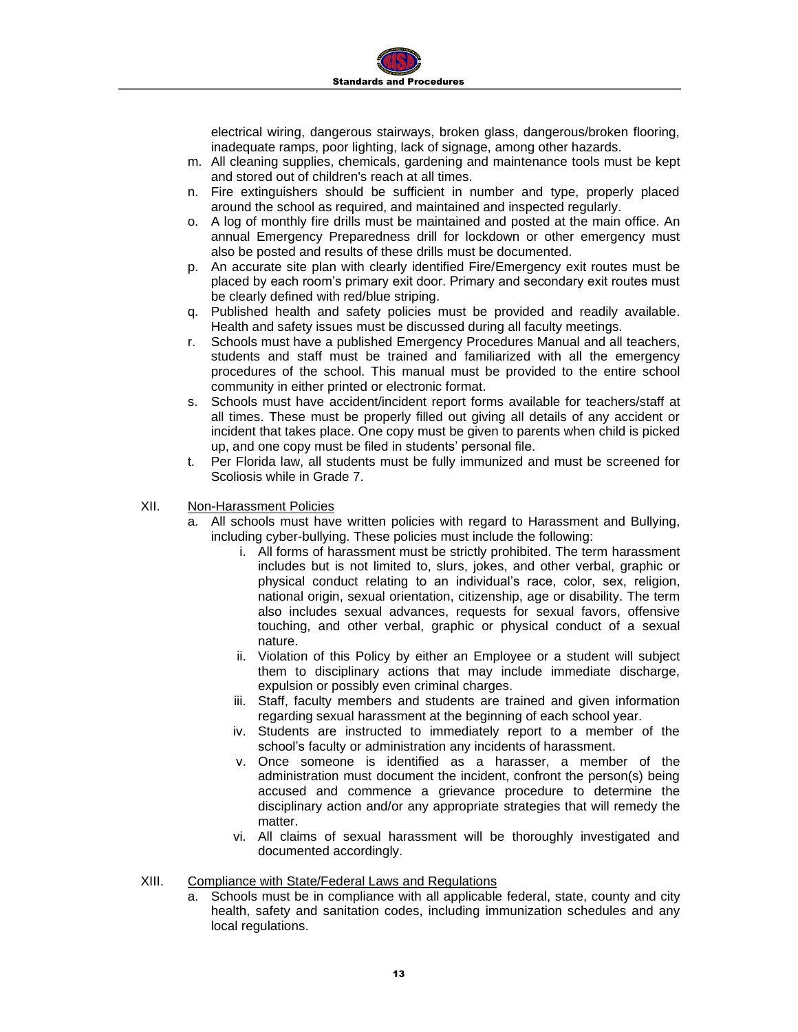electrical wiring, dangerous stairways, broken glass, dangerous/broken flooring, inadequate ramps, poor lighting, lack of signage, among other hazards.

m. All cleaning supplies, chemicals, gardening and maintenance tools must be kept and stored out of children's reach at all times.
n. Fire extinguishers should be sufficient in number and type, properly placed around the school as required, and maintained and inspected regularly.
o. A log of monthly fire drills must be maintained and posted at the main office. An annual Emergency Preparedness drill for lockdown or other emergency must also be posted and results of these drills must be documented.
p. An accurate site plan with clearly identified Fire/Emergency exit routes must be placed by each room's primary exit door. Primary and secondary exit routes must be clearly defined with red/blue striping.
q. Published health and safety policies must be provided and readily available. Health and safety issues must be discussed during all faculty meetings.
r. Schools must have a published Emergency Procedures Manual and all teachers, students and staff must be trained and familiarized with all the emergency procedures of the school. This manual must be provided to the entire school community in either printed or electronic format.
s. Schools must have accident/incident report forms available for teachers/staff at all times. These must be properly filled out giving all details of any accident or incident that takes place. One copy must be given to parents when child is picked up, and one copy must be filed in students' personal file.
t. Per Florida law, all students must be fully immunized and must be screened for Scoliosis while in Grade 7.

XII. Non-Harassment Policies

a. All schools must have written policies with regard to Harassment and Bullying, including cyber-bullying. These policies must include the following:
   i. All forms of harassment must be strictly prohibited. The term harassment includes but is not limited to, slurs, jokes, and other verbal, graphic or physical conduct relating to an individual's race, color, sex, religion, national origin, sexual orientation, citizenship, age or disability. The term also includes sexual advances, requests for sexual favors, offensive touching, and other verbal, graphic or physical conduct of a sexual nature.
   ii. Violation of this Policy by either an Employee or a student will subject them to disciplinary actions that may include immediate discharge, expulsion or possibly even criminal charges.
   iii. Staff, faculty members and students are trained and given information regarding sexual harassment at the beginning of each school year.
   iv. Students are instructed to immediately report to a member of the school's faculty or administration any incidents of harassment.
   v. Once someone is identified as a harasser, a member of the administration must document the incident, confront the person(s) being accused and commence a grievance procedure to determine the disciplinary action and/or any appropriate strategies that will remedy the matter.
   vi. All claims of sexual harassment will be thoroughly investigated and documented accordingly.

XIII. Compliance with State/Federal Laws and Regulations

a. Schools must be in compliance with all applicable federal, state, county and city health, safety and sanitation codes, including immunization schedules and any local regulations.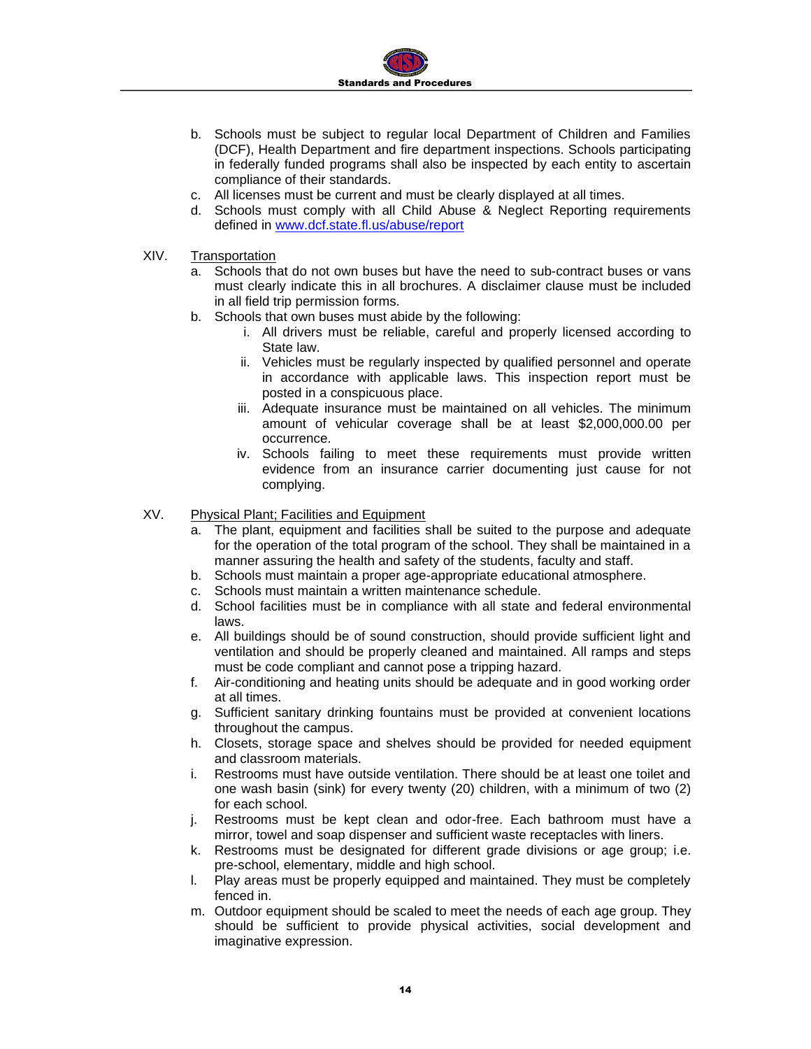b. Schools must be subject to regular local Department of Children and Families (DCF), Health Department and fire department inspections. Schools participating in federally funded programs shall also be inspected by each entity to ascertain compliance of their standards.
c. All licenses must be current and must be clearly displayed at all times.
d. Schools must comply with all Child Abuse & Neglect Reporting requirements defined in [www.dcf.state.fl.us/abuse/report](http://www.dcf.state.fl.us/abuse/report)

XIV. Transportation

a. Schools that do not own buses but have the need to sub-contract buses or vans must clearly indicate this in all brochures. A disclaimer clause must be included in all field trip permission forms.
b. Schools that own buses must abide by the following:
    i. All drivers must be reliable, careful and properly licensed according to State law.
    ii. Vehicles must be regularly inspected by qualified personnel and operate in accordance with applicable laws. This inspection report must be posted in a conspicuous place.
    iii. Adequate insurance must be maintained on all vehicles. The minimum amount of vehicular coverage shall be at least $2,000,000.00 per occurrence.
    iv. Schools failing to meet these requirements must provide written evidence from an insurance carrier documenting just cause for not complying.

XV. Physical Plant; Facilities and Equipment

a. The plant, equipment and facilities shall be suited to the purpose and adequate for the operation of the total program of the school. They shall be maintained in a manner assuring the health and safety of the students, faculty and staff.
b. Schools must maintain a proper age-appropriate educational atmosphere.
c. Schools must maintain a written maintenance schedule.
d. School facilities must be in compliance with all state and federal environmental laws.
e. All buildings should be of sound construction, should provide sufficient light and ventilation and should be properly cleaned and maintained. All ramps and steps must be code compliant and cannot pose a tripping hazard.
f. Air-conditioning and heating units should be adequate and in good working order at all times.
g. Sufficient sanitary drinking fountains must be provided at convenient locations throughout the campus.
h. Closets, storage space and shelves should be provided for needed equipment and classroom materials.
i. Restrooms must have outside ventilation. There should be at least one toilet and one wash basin (sink) for every twenty (20) children, with a minimum of two (2) for each school.
j. Restrooms must be kept clean and odor-free. Each bathroom must have a mirror, towel and soap dispenser and sufficient waste receptacles with liners.
k. Restrooms must be designated for different grade divisions or age group; i.e. pre-school, elementary, middle and high school.
l. Play areas must be properly equipped and maintained. They must be completely fenced in.
m. Outdoor equipment should be scaled to meet the needs of each age group. They should be sufficient to provide physical activities, social development and imaginative expression.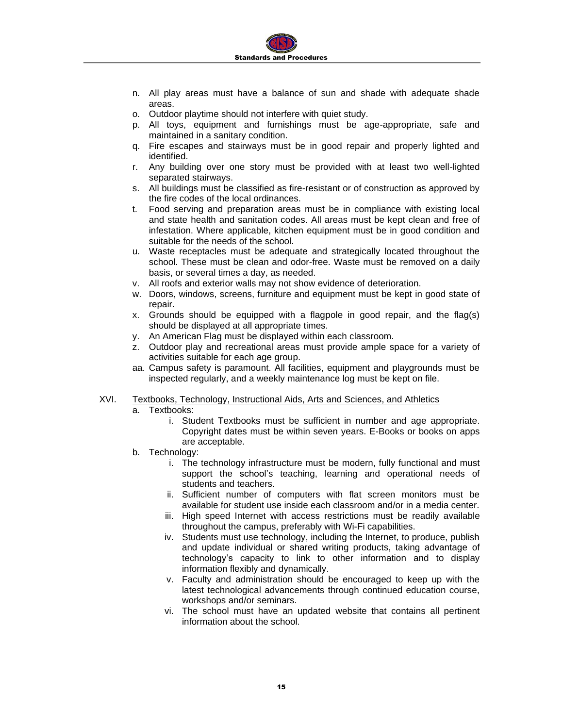n. All play areas must have a balance of sun and shade with adequate shade areas.
o. Outdoor playtime should not interfere with quiet study.
p. All toys, equipment and furnishings must be age-appropriate, safe and maintained in a sanitary condition.
q. Fire escapes and stairways must be in good repair and properly lighted and identified.
r. Any building over one story must be provided with at least two well-lighted separated stairways.
s. All buildings must be classified as fire-resistant or of construction as approved by the fire codes of the local ordinances.
t. Food serving and preparation areas must be in compliance with existing local and state health and sanitation codes. All areas must be kept clean and free of infestation. Where applicable, kitchen equipment must be in good condition and suitable for the needs of the school.
u. Waste receptacles must be adequate and strategically located throughout the school. These must be clean and odor-free. Waste must be removed on a daily basis, or several times a day, as needed.
v. All roofs and exterior walls may not show evidence of deterioration.
w. Doors, windows, screens, furniture and equipment must be kept in good state of repair.
x. Grounds should be equipped with a flagpole in good repair, and the flag(s) should be displayed at all appropriate times.
y. An American Flag must be displayed within each classroom.
z. Outdoor play and recreational areas must provide ample space for a variety of activities suitable for each age group.
aa. Campus safety is paramount. All facilities, equipment and playgrounds must be inspected regularly, and a weekly maintenance log must be kept on file.

XVI. <u>Textbooks, Technology, Instructional Aids, Arts and Sciences, and Athletics</u>

a. Textbooks:
   i. Student Textbooks must be sufficient in number and age appropriate. Copyright dates must be within seven years. E-Books or books on apps are acceptable.
b. Technology:
   i. The technology infrastructure must be modern, fully functional and must support the school's teaching, learning and operational needs of students and teachers.
   ii. Sufficient number of computers with flat screen monitors must be available for student use inside each classroom and/or in a media center.
   iii. High speed Internet with access restrictions must be readily available throughout the campus, preferably with Wi-Fi capabilities.
   iv. Students must use technology, including the Internet, to produce, publish and update individual or shared writing products, taking advantage of technology's capacity to link to other information and to display information flexibly and dynamically.
   v. Faculty and administration should be encouraged to keep up with the latest technological advancements through continued education course, workshops and/or seminars.
   vi. The school must have an updated website that contains all pertinent information about the school.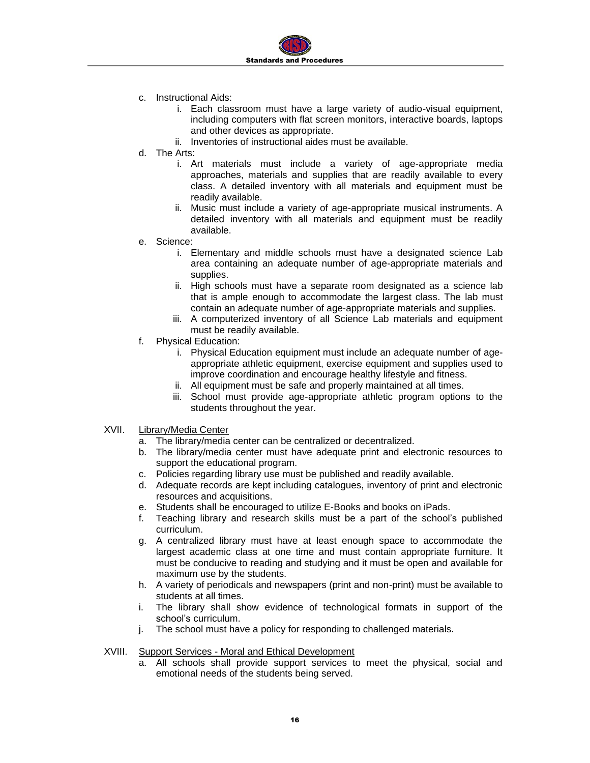c. Instructional Aids:
   i. Each classroom must have a large variety of audio-visual equipment, including computers with flat screen monitors, interactive boards, laptops and other devices as appropriate.
   ii. Inventories of instructional aides must be available.

d. The Arts:
   i. Art materials must include a variety of age-appropriate media approaches, materials and supplies that are readily available to every class. A detailed inventory with all materials and equipment must be readily available.
   ii. Music must include a variety of age-appropriate musical instruments. A detailed inventory with all materials and equipment must be readily available.

e. Science:
   i. Elementary and middle schools must have a designated science Lab area containing an adequate number of age-appropriate materials and supplies.
   ii. High schools must have a separate room designated as a science lab that is ample enough to accommodate the largest class. The lab must contain an adequate number of age-appropriate materials and supplies.
   iii. A computerized inventory of all Science Lab materials and equipment must be readily available.

f. Physical Education:
   i. Physical Education equipment must include an adequate number of age-appropriate athletic equipment, exercise equipment and supplies used to improve coordination and encourage healthy lifestyle and fitness.
   ii. All equipment must be safe and properly maintained at all times.
   iii. School must provide age-appropriate athletic program options to the students throughout the year.

XVII. <u>Library/Media Center</u>

a. The library/media center can be centralized or decentralized.
b. The library/media center must have adequate print and electronic resources to support the educational program.
c. Policies regarding library use must be published and readily available.
d. Adequate records are kept including catalogues, inventory of print and electronic resources and acquisitions.
e. Students shall be encouraged to utilize E-Books and books on iPads.
f. Teaching library and research skills must be a part of the school's published curriculum.
g. A centralized library must have at least enough space to accommodate the largest academic class at one time and must contain appropriate furniture. It must be conducive to reading and studying and it must be open and available for maximum use by the students.
h. A variety of periodicals and newspapers (print and non-print) must be available to students at all times.
i. The library shall show evidence of technological formats in support of the school's curriculum.
j. The school must have a policy for responding to challenged materials.

XVIII. <u>Support Services - Moral and Ethical Development</u>

a. All schools shall provide support services to meet the physical, social and emotional needs of the students being served.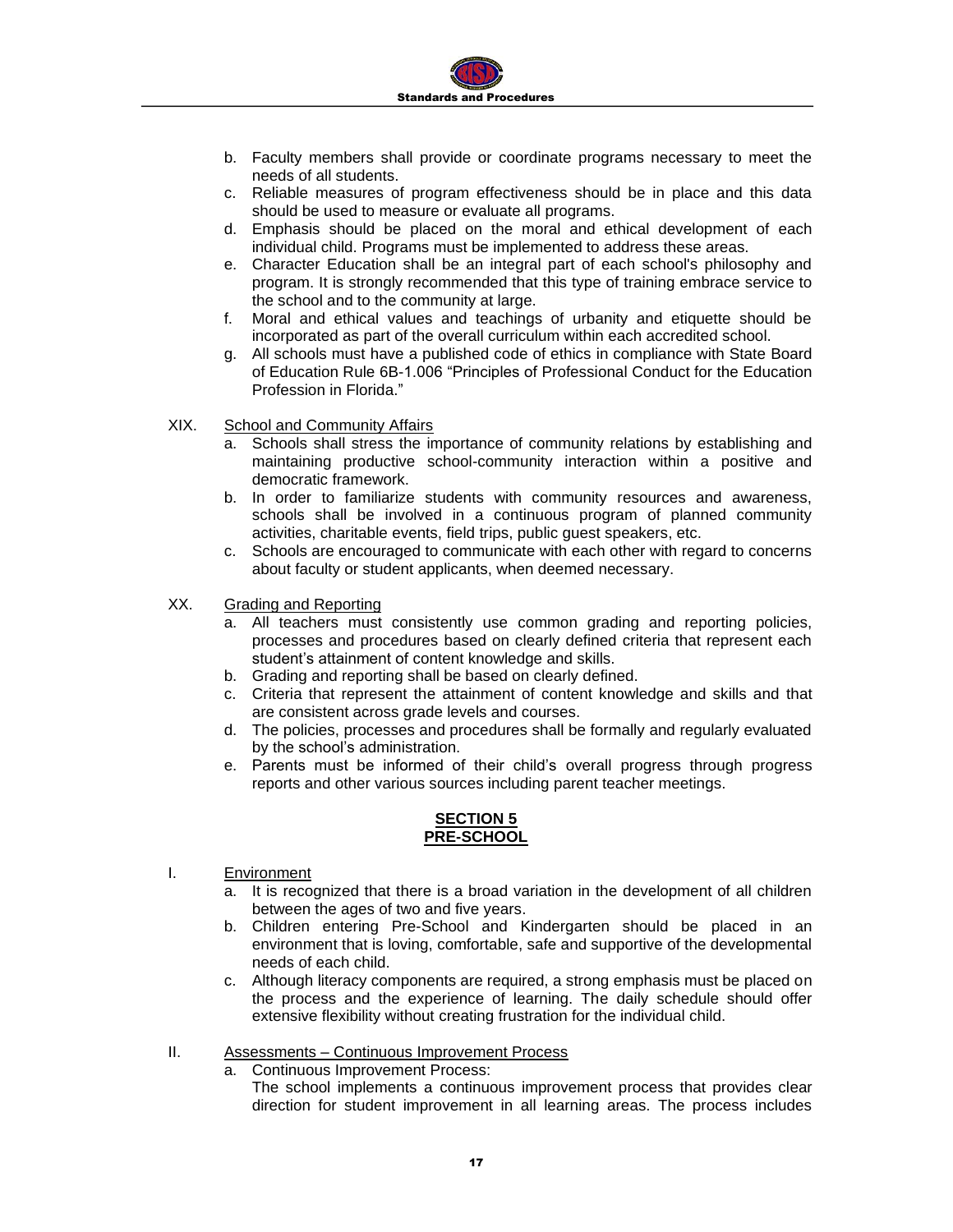b. Faculty members shall provide or coordinate programs necessary to meet the needs of all students.
c. Reliable measures of program effectiveness should be in place and this data should be used to measure or evaluate all programs.
d. Emphasis should be placed on the moral and ethical development of each individual child. Programs must be implemented to address these areas.
e. Character Education shall be an integral part of each school's philosophy and program. It is strongly recommended that this type of training embrace service to the school and to the community at large.
f. Moral and ethical values and teachings of urbanity and etiquette should be incorporated as part of the overall curriculum within each accredited school.
g. All schools must have a published code of ethics in compliance with State Board of Education Rule 6B-1.006 "Principles of Professional Conduct for the Education Profession in Florida."

XIX. <u>School and Community Affairs</u>

a. Schools shall stress the importance of community relations by establishing and maintaining productive school-community interaction within a positive and democratic framework.
b. In order to familiarize students with community resources and awareness, schools shall be involved in a continuous program of planned community activities, charitable events, field trips, public guest speakers, etc.
c. Schools are encouraged to communicate with each other with regard to concerns about faculty or student applicants, when deemed necessary.

XX. <u>Grading and Reporting</u>

a. All teachers must consistently use common grading and reporting policies, processes and procedures based on clearly defined criteria that represent each student's attainment of content knowledge and skills.
b. Grading and reporting shall be based on clearly defined.
c. Criteria that represent the attainment of content knowledge and skills and that are consistent across grade levels and courses.
d. The policies, processes and procedures shall be formally and regularly evaluated by the school's administration.
e. Parents must be informed of their child's overall progress through progress reports and other various sources including parent teacher meetings.

## SECTION 5
## PRE-SCHOOL

I. <u>Environment</u>

a. It is recognized that there is a broad variation in the development of all children between the ages of two and five years.
b. Children entering Pre-School and Kindergarten should be placed in an environment that is loving, comfortable, safe and supportive of the developmental needs of each child.
c. Although literacy components are required, a strong emphasis must be placed on the process and the experience of learning. The daily schedule should offer extensive flexibility without creating frustration for the individual child.

II. <u>Assessments – Continuous Improvement Process</u>

a. Continuous Improvement Process:
The school implements a continuous improvement process that provides clear direction for student improvement in all learning areas. The process includes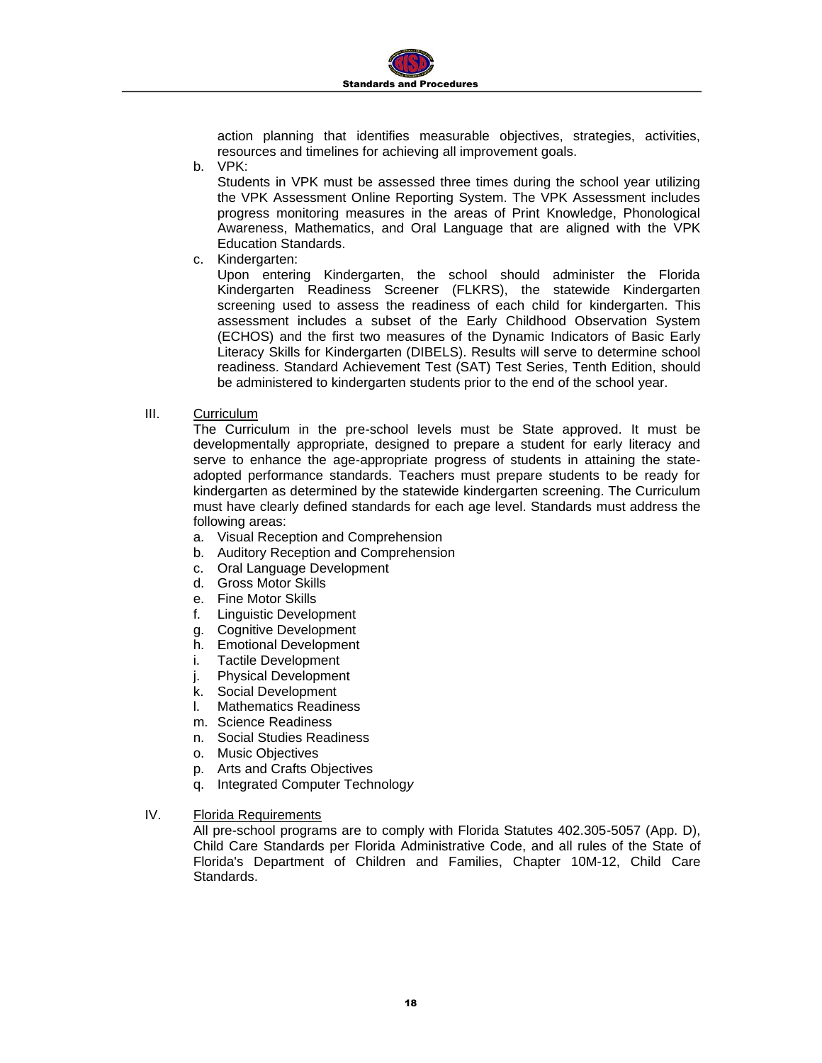action planning that identifies measurable objectives, strategies, activities, resources and timelines for achieving all improvement goals.

b. VPK:
   Students in VPK must be assessed three times during the school year utilizing the VPK Assessment Online Reporting System. The VPK Assessment includes progress monitoring measures in the areas of Print Knowledge, Phonological Awareness, Mathematics, and Oral Language that are aligned with the VPK Education Standards.

c. Kindergarten:
   Upon entering Kindergarten, the school should administer the Florida Kindergarten Readiness Screener (FLKRS), the statewide Kindergarten screening used to assess the readiness of each child for kindergarten. This assessment includes a subset of the Early Childhood Observation System (ECHOS) and the first two measures of the Dynamic Indicators of Basic Early Literacy Skills for Kindergarten (DIBELS). Results will serve to determine school readiness. Standard Achievement Test (SAT) Test Series, Tenth Edition, should be administered to kindergarten students prior to the end of the school year.

III. <u>Curriculum</u>

The Curriculum in the pre-school levels must be State approved. It must be developmentally appropriate, designed to prepare a student for early literacy and serve to enhance the age-appropriate progress of students in attaining the state-adopted performance standards. Teachers must prepare students to be ready for kindergarten as determined by the statewide kindergarten screening. The Curriculum must have clearly defined standards for each age level. Standards must address the following areas:

a. Visual Reception and Comprehension
b. Auditory Reception and Comprehension
c. Oral Language Development
d. Gross Motor Skills
e. Fine Motor Skills
f. Linguistic Development
g. Cognitive Development
h. Emotional Development
i. Tactile Development
j. Physical Development
k. Social Development
l. Mathematics Readiness
m. Science Readiness
n. Social Studies Readiness
o. Music Objectives
p. Arts and Crafts Objectives
q. Integrated Computer Technology

IV. <u>Florida Requirements</u>

All pre-school programs are to comply with Florida Statutes 402.305-5057 (App. D), Child Care Standards per Florida Administrative Code, and all rules of the State of Florida's Department of Children and Families, Chapter 10M-12, Child Care Standards.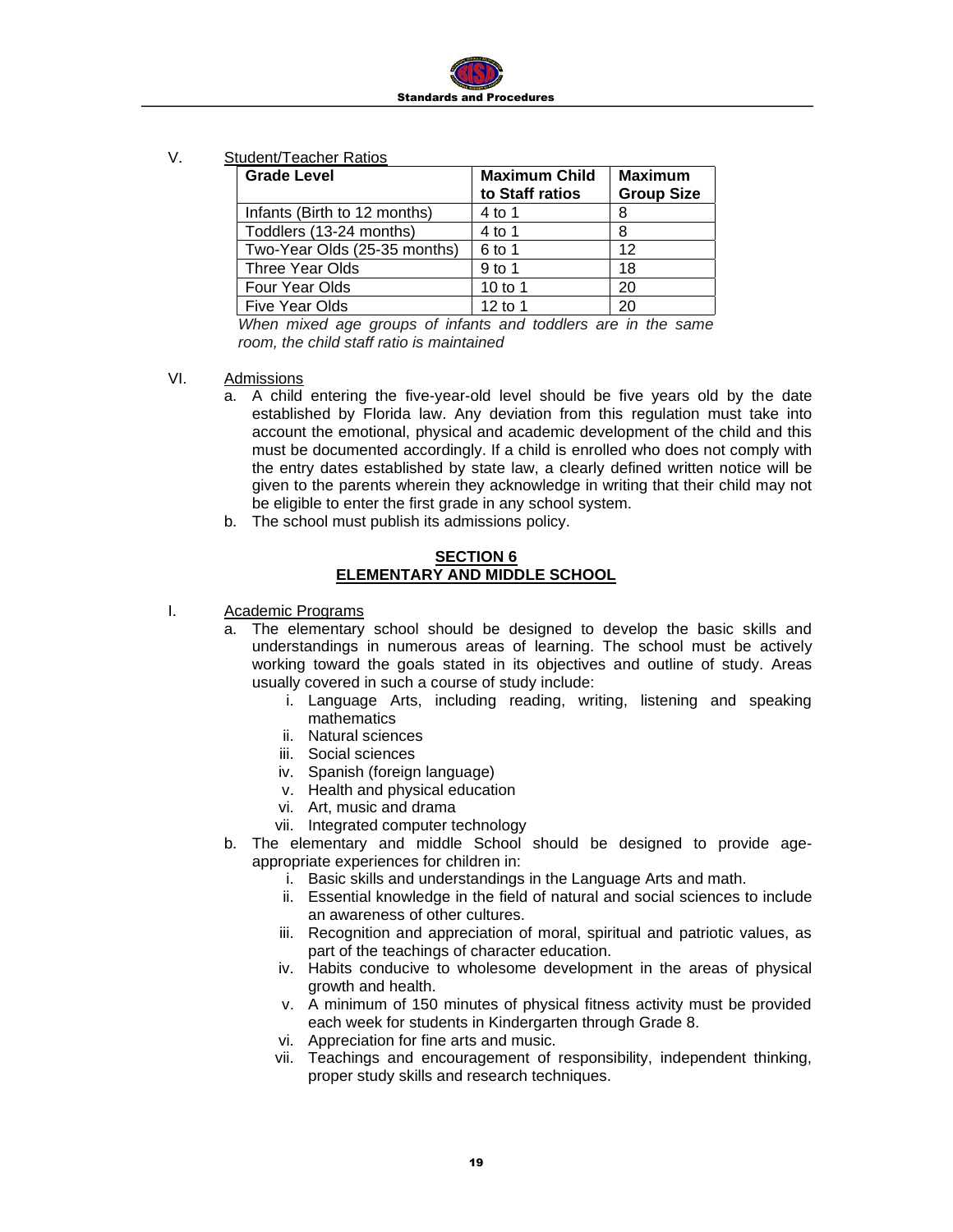V. Student/Teacher Ratios

| Grade Level | Maximum Child to Staff ratios | Maximum Group Size |
|---|---|---|
| Infants (Birth to 12 months) | 4 to 1 | 8 |
| Toddlers (13-24 months) | 4 to 1 | 8 |
| Two-Year Olds (25-35 months) | 6 to 1 | 12 |
| Three Year Olds | 9 to 1 | 18 |
| Four Year Olds | 10 to 1 | 20 |
| Five Year Olds | 12 to 1 | 20 |

*When mixed age groups of infants and toddlers are in the same room, the child staff ratio is maintained*

VI. Admissions

a. A child entering the five-year-old level should be five years old by the date established by Florida law. Any deviation from this regulation must take into account the emotional, physical and academic development of the child and this must be documented accordingly. If a child is enrolled who does not comply with the entry dates established by state law, a clearly defined written notice will be given to the parents wherein they acknowledge in writing that their child may not be eligible to enter the first grade in any school system.

b. The school must publish its admissions policy.

## SECTION 6
## ELEMENTARY AND MIDDLE SCHOOL

I. Academic Programs

a. The elementary school should be designed to develop the basic skills and understandings in numerous areas of learning. The school must be actively working toward the goals stated in its objectives and outline of study. Areas usually covered in such a course of study include:
   i. Language Arts, including reading, writing, listening and speaking mathematics
   ii. Natural sciences
   iii. Social sciences
   iv. Spanish (foreign language)
   v. Health and physical education
   vi. Art, music and drama
   vii. Integrated computer technology

b. The elementary and middle School should be designed to provide age-appropriate experiences for children in:
   i. Basic skills and understandings in the Language Arts and math.
   ii. Essential knowledge in the field of natural and social sciences to include an awareness of other cultures.
   iii. Recognition and appreciation of moral, spiritual and patriotic values, as part of the teachings of character education.
   iv. Habits conducive to wholesome development in the areas of physical growth and health.
   v. A minimum of 150 minutes of physical fitness activity must be provided each week for students in Kindergarten through Grade 8.
   vi. Appreciation for fine arts and music.
   vii. Teachings and encouragement of responsibility, independent thinking, proper study skills and research techniques.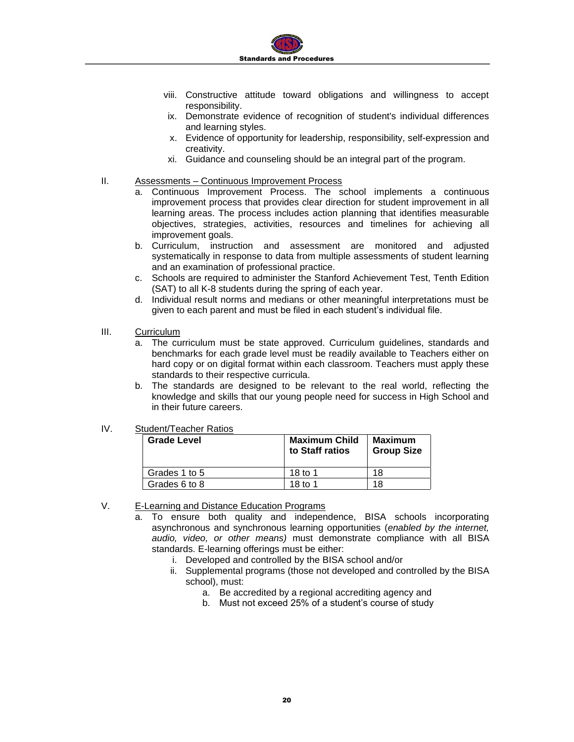viii. Constructive attitude toward obligations and willingness to accept responsibility.
ix. Demonstrate evidence of recognition of student's individual differences and learning styles.
x. Evidence of opportunity for leadership, responsibility, self-expression and creativity.
xi. Guidance and counseling should be an integral part of the program.

II. <u>Assessments – Continuous Improvement Process</u>

a. Continuous Improvement Process. The school implements a continuous improvement process that provides clear direction for student improvement in all learning areas. The process includes action planning that identifies measurable objectives, strategies, activities, resources and timelines for achieving all improvement goals.
b. Curriculum, instruction and assessment are monitored and adjusted systematically in response to data from multiple assessments of student learning and an examination of professional practice.
c. Schools are required to administer the Stanford Achievement Test, Tenth Edition (SAT) to all K-8 students during the spring of each year.
d. Individual result norms and medians or other meaningful interpretations must be given to each parent and must be filed in each student's individual file.

III. <u>Curriculum</u>

a. The curriculum must be state approved. Curriculum guidelines, standards and benchmarks for each grade level must be readily available to Teachers either on hard copy or on digital format within each classroom. Teachers must apply these standards to their respective curricula.
b. The standards are designed to be relevant to the real world, reflecting the knowledge and skills that our young people need for success in High School and in their future careers.

IV. <u>Student/Teacher Ratios</u>

| **Grade Level** | **Maximum Child to Staff ratios** | **Maximum Group Size** |
|---|---|---|
| Grades 1 to 5 | 18 to 1 | 18 |
| Grades 6 to 8 | 18 to 1 | 18 |

V. <u>E-Learning and Distance Education Programs</u>

a. To ensure both quality and independence, BISA schools incorporating asynchronous and synchronous learning opportunities (*enabled by the internet, audio, video, or other means)* must demonstrate compliance with all BISA standards. E-learning offerings must be either:
    i. Developed and controlled by the BISA school and/or
    ii. Supplemental programs (those not developed and controlled by the BISA school), must:
        a. Be accredited by a regional accrediting agency and
        b. Must not exceed 25% of a student's course of study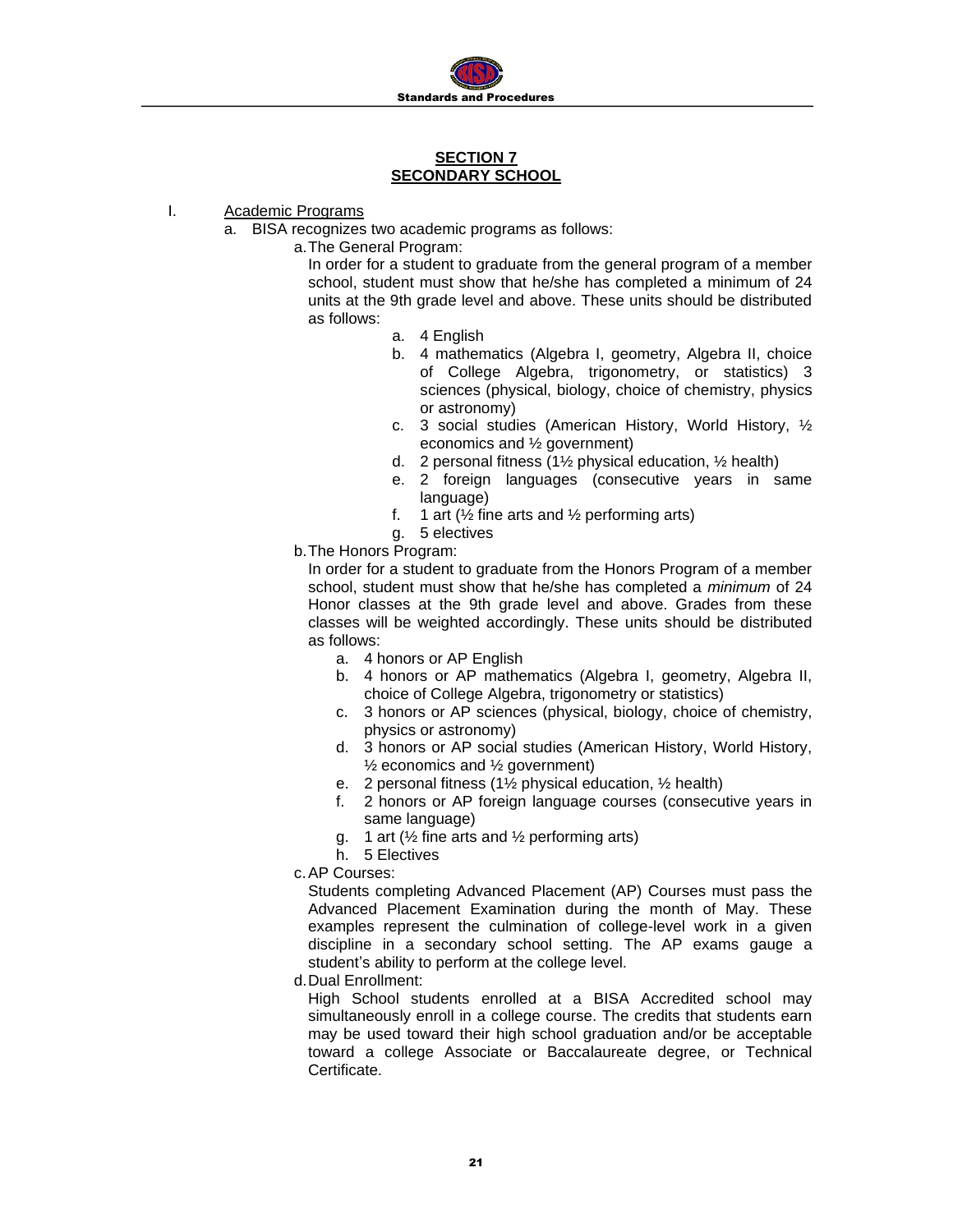## SECTION 7
## SECONDARY SCHOOL

I. Academic Programs

a. BISA recognizes two academic programs as follows:

   a. The General Program:

      In order for a student to graduate from the general program of a member school, student must show that he/she has completed a minimum of 24 units at the 9th grade level and above. These units should be distributed as follows:

      a. 4 English
      b. 4 mathematics (Algebra I, geometry, Algebra II, choice of College Algebra, trigonometry, or statistics) 3 sciences (physical, biology, choice of chemistry, physics or astronomy)
      c. 3 social studies (American History, World History, ½ economics and ½ government)
      d. 2 personal fitness (1½ physical education, ½ health)
      e. 2 foreign languages (consecutive years in same language)
      f. 1 art (½ fine arts and ½ performing arts)
      g. 5 electives

   b. The Honors Program:

      In order for a student to graduate from the Honors Program of a member school, student must show that he/she has completed a *minimum* of 24 Honor classes at the 9th grade level and above. Grades from these classes will be weighted accordingly. These units should be distributed as follows:

      a. 4 honors or AP English
      b. 4 honors or AP mathematics (Algebra I, geometry, Algebra II, choice of College Algebra, trigonometry or statistics)
      c. 3 honors or AP sciences (physical, biology, choice of chemistry, physics or astronomy)
      d. 3 honors or AP social studies (American History, World History, ½ economics and ½ government)
      e. 2 personal fitness (1½ physical education, ½ health)
      f. 2 honors or AP foreign language courses (consecutive years in same language)
      g. 1 art (½ fine arts and ½ performing arts)
      h. 5 Electives

   c. AP Courses:

      Students completing Advanced Placement (AP) Courses must pass the Advanced Placement Examination during the month of May. These examples represent the culmination of college-level work in a given discipline in a secondary school setting. The AP exams gauge a student's ability to perform at the college level.

   d. Dual Enrollment:

      High School students enrolled at a BISA Accredited school may simultaneously enroll in a college course. The credits that students earn may be used toward their high school graduation and/or be acceptable toward a college Associate or Baccalaureate degree, or Technical Certificate.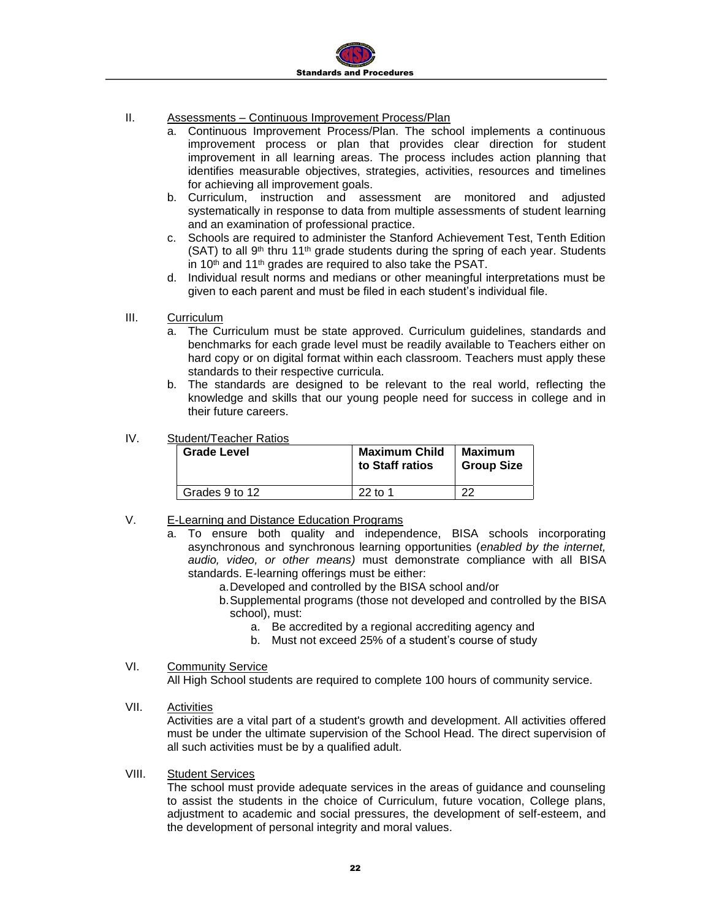II. Assessments – Continuous Improvement Process/Plan

a. Continuous Improvement Process/Plan. The school implements a continuous improvement process or plan that provides clear direction for student improvement in all learning areas. The process includes action planning that identifies measurable objectives, strategies, activities, resources and timelines for achieving all improvement goals.
b. Curriculum, instruction and assessment are monitored and adjusted systematically in response to data from multiple assessments of student learning and an examination of professional practice.
c. Schools are required to administer the Stanford Achievement Test, Tenth Edition (SAT) to all 9th thru 11th grade students during the spring of each year. Students in 10th and 11th grades are required to also take the PSAT.
d. Individual result norms and medians or other meaningful interpretations must be given to each parent and must be filed in each student's individual file.

III. Curriculum

a. The Curriculum must be state approved. Curriculum guidelines, standards and benchmarks for each grade level must be readily available to Teachers either on hard copy or on digital format within each classroom. Teachers must apply these standards to their respective curricula.
b. The standards are designed to be relevant to the real world, reflecting the knowledge and skills that our young people need for success in college and in their future careers.

IV. Student/Teacher Ratios

| Grade Level | Maximum Child to Staff ratios | Maximum Group Size |
|---|---|---|
| Grades 9 to 12 | 22 to 1 | 22 |

V. E-Learning and Distance Education Programs

a. To ensure both quality and independence, BISA schools incorporating asynchronous and synchronous learning opportunities (*enabled by the internet, audio, video, or other means)* must demonstrate compliance with all BISA standards. E-learning offerings must be either:
    a. Developed and controlled by the BISA school and/or
    b. Supplemental programs (those not developed and controlled by the BISA school), must:
        a. Be accredited by a regional accrediting agency and
        b. Must not exceed 25% of a student's course of study

VI. Community Service

All High School students are required to complete 100 hours of community service.

VII. Activities

Activities are a vital part of a student's growth and development. All activities offered must be under the ultimate supervision of the School Head. The direct supervision of all such activities must be by a qualified adult.

VIII. Student Services

The school must provide adequate services in the areas of guidance and counseling to assist the students in the choice of Curriculum, future vocation, College plans, adjustment to academic and social pressures, the development of self-esteem, and the development of personal integrity and moral values.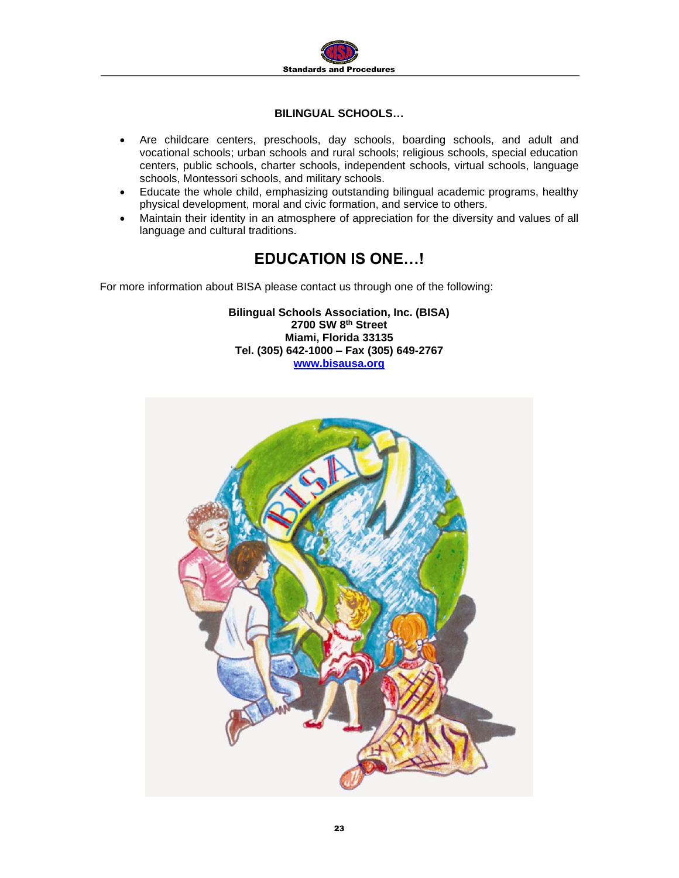**BILINGUAL SCHOOLS…**

- Are childcare centers, preschools, day schools, boarding schools, and adult and vocational schools; urban schools and rural schools; religious schools, special education centers, public schools, charter schools, independent schools, virtual schools, language schools, Montessori schools, and military schools.
- Educate the whole child, emphasizing outstanding bilingual academic programs, healthy physical development, moral and civic formation, and service to others.
- Maintain their identity in an atmosphere of appreciation for the diversity and values of all language and cultural traditions.

## EDUCATION IS ONE…!

For more information about BISA please contact us through one of the following:

**Bilingual Schools Association, Inc. (BISA)**
**2700 SW 8th Street**
**Miami, Florida 33135**
**Tel. (305) 642-1000 – Fax (305) 649-2767**
**www.bisausa.org**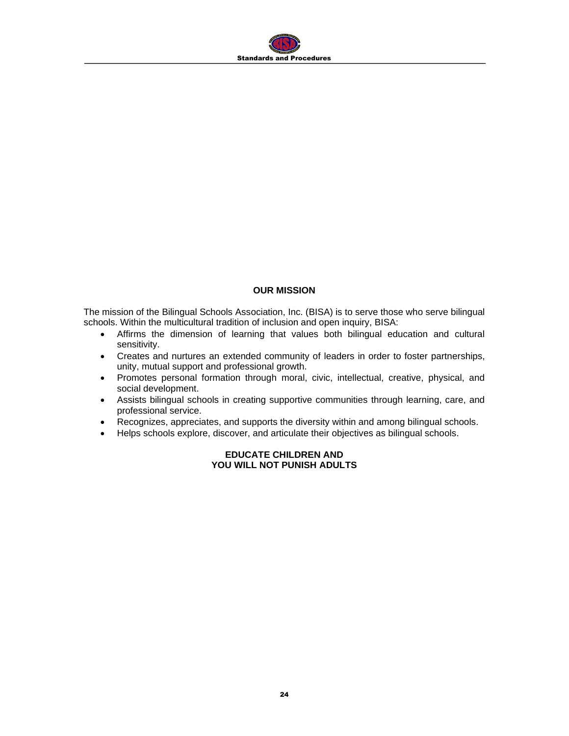## OUR MISSION

The mission of the Bilingual Schools Association, Inc. (BISA) is to serve those who serve bilingual schools. Within the multicultural tradition of inclusion and open inquiry, BISA:

- Affirms the dimension of learning that values both bilingual education and cultural sensitivity.
- Creates and nurtures an extended community of leaders in order to foster partnerships, unity, mutual support and professional growth.
- Promotes personal formation through moral, civic, intellectual, creative, physical, and social development.
- Assists bilingual schools in creating supportive communities through learning, care, and professional service.
- Recognizes, appreciates, and supports the diversity within and among bilingual schools.
- Helps schools explore, discover, and articulate their objectives as bilingual schools.

**EDUCATE CHILDREN AND**
**YOU WILL NOT PUNISH ADULTS**